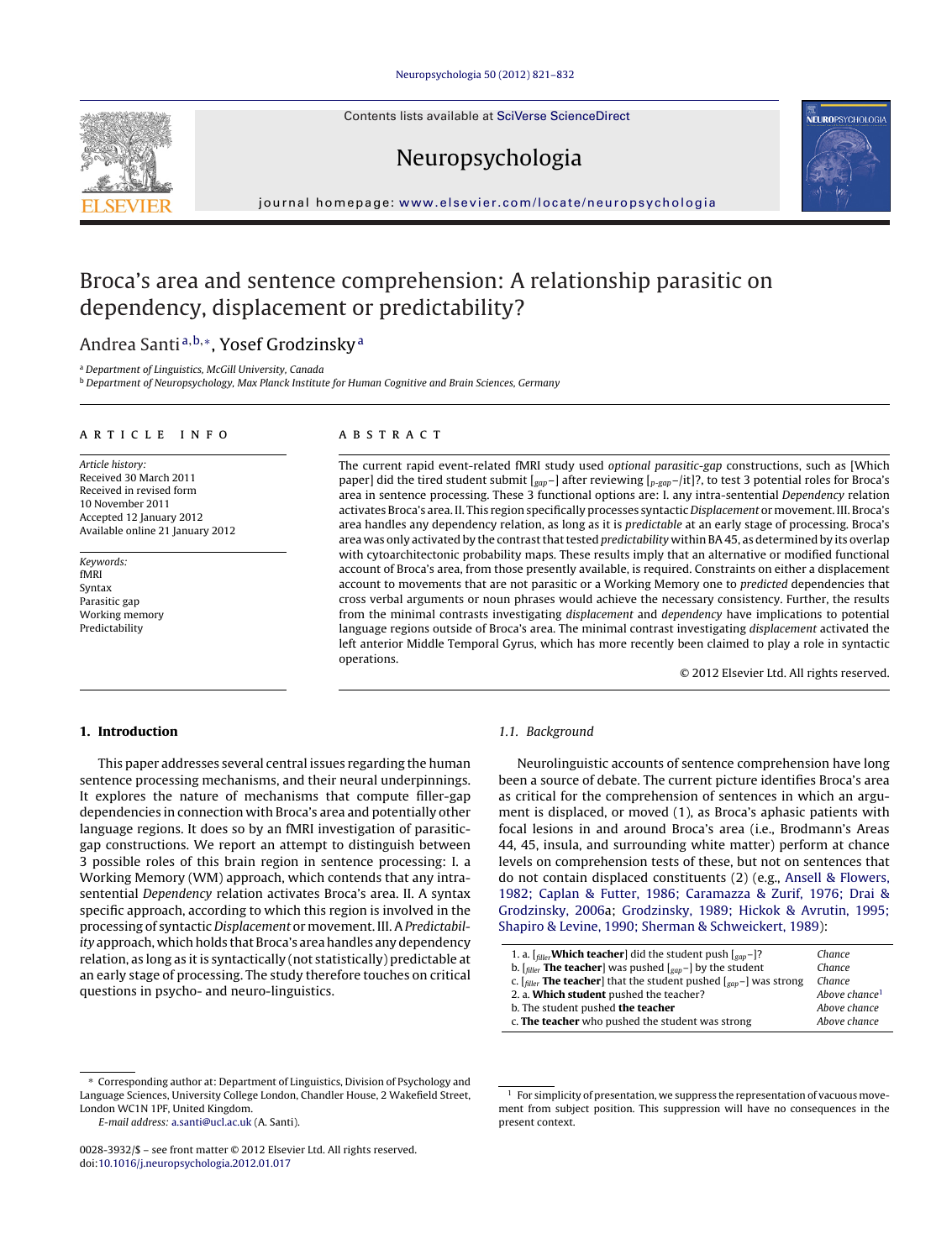# Broca's area and sentence comprehension: A relationship parasitic on dependency, displacement or predictability?

Andrea Santi[a,b,*], Yosef Grodzinsky[a]

[a] Department of Linguistics, McGill University, Canada

[b] Department of Neuropsychology, Max Planck Institute for Human Cognitive and Brain Sciences, Germany

## ARTICLE INFO

*Article history:*
Received 30 March 2011
Received in revised form 10 November 2011
Accepted 12 January 2012
Available online 21 January 2012

*Keywords:*
fMRI
Syntax
Parasitic gap
Working memory
Predictability

## ABSTRACT

The current rapid event-related fMRI study used *optional parasitic-gap* constructions, such as [Which paper] did the tired student submit [$_{gap}$–] after reviewing [$_{p\text{-}gap}$–/it]?, to test 3 potential roles for Broca's area in sentence processing. These 3 functional options are: I. any intra-sentential *Dependency* relation activates Broca's area. II. This region specifically processes syntactic *Displacement* or movement. III. Broca's area handles any dependency relation, as long as it is *predictable* at an early stage of processing. Broca's area was only activated by the contrast that tested *predictability* within BA 45, as determined by its overlap with cytoarchitectonic probability maps. These results imply that an alternative or modified functional account of Broca's area, from those presently available, is required. Constraints on either a displacement account to movements that are not parasitic or a Working Memory one to *predicted* dependencies that cross verbal arguments or noun phrases would achieve the necessary consistency. Further, the results from the minimal contrasts investigating *displacement* and *dependency* have implications to potential language regions outside of Broca's area. The minimal contrast investigating *displacement* activated the left anterior Middle Temporal Gyrus, which has more recently been claimed to play a role in syntactic operations.

© 2012 Elsevier Ltd. All rights reserved.

## 1. Introduction

This paper addresses several central issues regarding the human sentence processing mechanisms, and their neural underpinnings. It explores the nature of mechanisms that compute filler-gap dependencies in connection with Broca's area and potentially other language regions. It does so by an fMRI investigation of parasitic-gap constructions. We report an attempt to distinguish between 3 possible roles of this brain region in sentence processing: I. a Working Memory (WM) approach, which contends that any intra-sentential *Dependency* relation activates Broca's area. II. A syntax specific approach, according to which this region is involved in the processing of syntactic *Displacement* or movement. III. A *Predictability* approach, which holds that Broca's area handles any dependency relation, as long as it is syntactically (not statistically) predictable at an early stage of processing. The study therefore touches on critical questions in psycho- and neuro-linguistics.

### 1.1. Background

Neurolinguistic accounts of sentence comprehension have long been a source of debate. The current picture identifies Broca's area as critical for the comprehension of sentences in which an argument is displaced, or moved (1), as Broca's aphasic patients with focal lesions in and around Broca's area (i.e., Brodmann's Areas 44, 45, insula, and surrounding white matter) perform at chance levels on comprehension tests of these, but not on sentences that do not contain displaced constituents (2) (e.g., Ansell & Flowers, 1982; Caplan & Futter, 1986; Caramazza & Zurif, 1976; Drai & Grodzinsky, 2006a; Grodzinsky, 1989; Hickok & Avrutin, 1995; Shapiro & Levine, 1990; Sherman & Schweickert, 1989):

| | |
|---|---|
| 1. a. [$_{filler}$ **Which teacher**] did the student push [$_{gap}$–]? | *Chance* |
| b. [$_{filler}$ **The teacher**] was pushed [$_{gap}$–] by the student | *Chance* |
| c. [$_{filler}$ **The teacher**] that the student pushed [$_{gap}$–] was strong | *Chance* |
| 2. a. **Which student** pushed the teacher? | *Above chance*[1] |
| b. The student pushed **the teacher** | *Above chance* |
| c. **The teacher** who pushed the student was strong | *Above chance* |

[1] For simplicity of presentation, we suppress the representation of vacuous movement from subject position. This suppression will have no consequences in the present context.

* Corresponding author at: Department of Linguistics, Division of Psychology and Language Sciences, University College London, Chandler House, 2 Wakefield Street, London WC1N 1PF, United Kingdom.
*E-mail address:* a.santi@ucl.ac.uk (A. Santi).

0028-3932/$ – see front matter © 2012 Elsevier Ltd. All rights reserved.
doi:10.1016/j.neuropsychologia.2012.01.017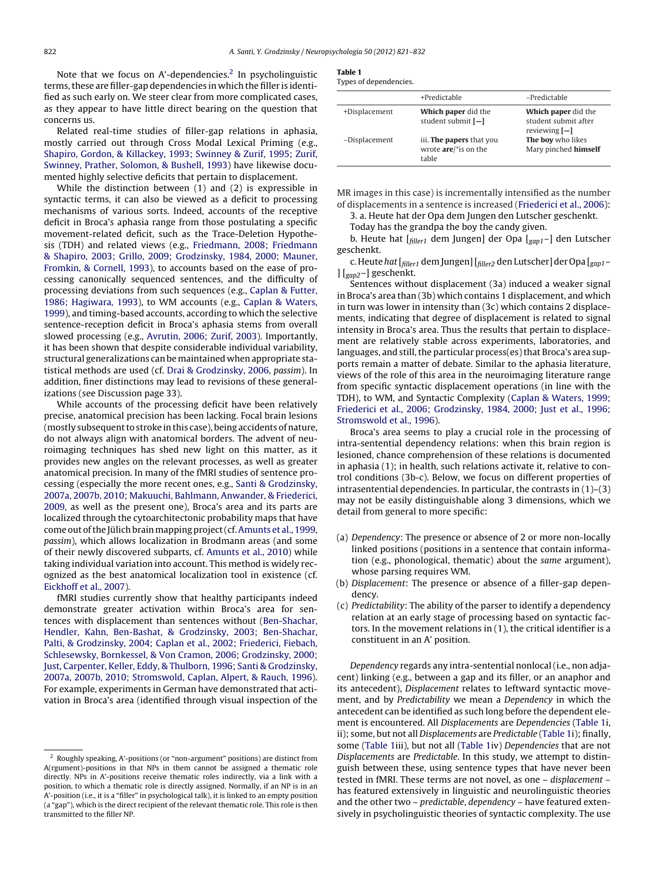Note that we focus on A'-dependencies.[2] In psycholinguistic terms, these are filler-gap dependencies in which the filler is identified as such early on. We steer clear from more complicated cases, as they appear to have little direct bearing on the question that concerns us.

Related real-time studies of filler-gap relations in aphasia, mostly carried out through Cross Modal Lexical Priming (e.g., Shapiro, Gordon, & Killackey, 1993; Swinney & Zurif, 1995; Zurif, Swinney, Prather, Solomon, & Bushell, 1993) have likewise documented highly selective deficits that pertain to displacement.

While the distinction between (1) and (2) is expressible in syntactic terms, it can also be viewed as a deficit to processing mechanisms of various sorts. Indeed, accounts of the receptive deficit in Broca's aphasia range from those postulating a specific movement-related deficit, such as the Trace-Deletion Hypothesis (TDH) and related views (e.g., Friedmann, 2008; Friedmann & Shapiro, 2003; Grillo, 2009; Grodzinsky, 1984, 2000; Mauner, Fromkin, & Cornell, 1993), to accounts based on the ease of processing canonically sequenced sentences, and the difficulty of processing deviations from such sequences (e.g., Caplan & Futter, 1986; Hagiwara, 1993), to WM accounts (e.g., Caplan & Waters, 1999), and timing-based accounts, according to which the selective sentence-reception deficit in Broca's aphasia stems from overall slowed processing (e.g., Avrutin, 2006; Zurif, 2003). Importantly, it has been shown that despite considerable individual variability, structural generalizations can be maintained when appropriate statistical methods are used (cf. Drai & Grodzinsky, 2006, *passim*). In addition, finer distinctions may lead to revisions of these generalizations (see Discussion page 33).

While accounts of the processing deficit have been relatively precise, anatomical precision has been lacking. Focal brain lesions (mostly subsequent to stroke in this case), being accidents of nature, do not always align with anatomical borders. The advent of neuroimaging techniques has shed new light on this matter, as it provides new angles on the relevant processes, as well as greater anatomical precision. In many of the fMRI studies of sentence processing (especially the more recent ones, e.g., Santi & Grodzinsky, 2007a, 2007b, 2010; Makuuchi, Bahlmann, Anwander, & Friederici, 2009, as well as the present one), Broca's area and its parts are localized through the cytoarchitectonic probability maps that have come out of the Jülich brain mapping project (cf. Amunts et al., 1999, *passim*), which allows localization in Brodmann areas (and some of their newly discovered subparts, cf. Amunts et al., 2010) while taking individual variation into account. This method is widely recognized as the best anatomical localization tool in existence (cf. Eickhoff et al., 2007).

fMRI studies currently show that healthy participants indeed demonstrate greater activation within Broca's area for sentences with displacement than sentences without (Ben-Shachar, Hendler, Kahn, Ben-Bashat, & Grodzinsky, 2003; Ben-Shachar, Palti, & Grodzinsky, 2004; Caplan et al., 2002; Friederici, Fiebach, Schlesewsky, Bornkessel, & Von Cramon, 2006; Grodzinsky, 2000; Just, Carpenter, Keller, Eddy, & Thulborn, 1996; Santi & Grodzinsky, 2007a, 2007b, 2010; Stromswold, Caplan, Alpert, & Rauch, 1996). For example, experiments in German have demonstrated that activation in Broca's area (identified through visual inspection of the MR images in this case) is incrementally intensified as the number of displacements in a sentence is increased (Friederici et al., 2006):

3. a. Heute hat der Opa dem Jungen den Lutscher geschenkt.
Today has the grandpa the boy the candy given.

b. Heute hat [$_{filler1}$ dem Jungen] der Opa [$_{gap1}$–] den Lutscher geschenkt.

c. Heute *hat* [$_{filler1}$ dem Jungen] [$_{filler2}$ den Lutscher] der Opa [$_{gap1}$–] [$_{gap2}$–] geschenkt.

Sentences without displacement (3a) induced a weaker signal in Broca's area than (3b) which contains 1 displacement, and which in turn was lower in intensity than (3c) which contains 2 displacements, indicating that degree of displacement is related to signal intensity in Broca's area. Thus the results that pertain to displacement are relatively stable across experiments, laboratories, and languages, and still, the particular process(es) that Broca's area supports remain a matter of debate. Similar to the aphasia literature, views of the role of this area in the neuroimaging literature range from specific syntactic displacement operations (in line with the TDH), to WM, and Syntactic Complexity (Caplan & Waters, 1999; Friederici et al., 2006; Grodzinsky, 1984, 2000; Just et al., 1996; Stromswold et al., 1996).

Broca's area seems to play a crucial role in the processing of intra-sentential dependency relations: when this brain region is lesioned, chance comprehension of these relations is documented in aphasia (1); in health, such relations activate it, relative to control conditions (3b-c). Below, we focus on different properties of intrasentential dependencies. In particular, the contrasts in (1)–(3) may not be easily distinguishable along 3 dimensions, which we detail from general to more specific:

(a) *Dependency*: The presence or absence of 2 or more non-locally linked positions (positions in a sentence that contain information (e.g., phonological, thematic) about the *same* argument), whose parsing requires WM.
(b) *Displacement*: The presence or absence of a filler-gap dependency.
(c) *Predictability*: The ability of the parser to identify a dependency relation at an early stage of processing based on syntactic factors. In the movement relations in (1), the critical identifier is a constituent in an A' position.

*Dependency* regards any intra-sentential nonlocal (i.e., non adjacent) linking (e.g., between a gap and its filler, or an anaphor and its antecedent), *Displacement* relates to leftward syntactic movement, and by *Predictability* we mean a *Dependency* in which the antecedent can be identified as such long before the dependent element is encountered. All *Displacements* are *Dependencies* (Table 1i, ii); some, but not all *Displacements* are *Predictable* (Table 1i); finally, some (Table 1iii), but not all (Table 1iv) *Dependencies* that are not *Displacements* are *Predictable*. In this study, we attempt to distinguish between these, using sentence types that have never been tested in fMRI. These terms are not novel, as one – *displacement* – has featured extensively in linguistic and neurolinguistic theories and the other two – *predictable*, *dependency* – have featured extensively in psycholinguistic theories of syntactic complexity. The use

**Table 1**
Types of dependencies.

| | +Predictable | −Predictable |
|---|---|---|
| +Displacement | **Which paper** did the student submit **[—]** | **Which paper** did the student submit after reviewing **[—]** |
| −Displacement | iii. **The papers** that you wrote **are**/*is on the table | **The boy** who likes Mary pinched **himself** |

[2] Roughly speaking, A'-positions (or "non-argument" positions) are distinct from A(rgument)-positions in that NPs in them cannot be assigned a thematic role directly. NPs in A'-positions receive thematic roles indirectly, via a link with a position, to which a thematic role is directly assigned. Normally, if an NP is in an A'-position (i.e., it is a "filler" in psychological talk), it is linked to an empty position (a "gap"), which is the direct recipient of the relevant thematic role. This role is then transmitted to the filler NP.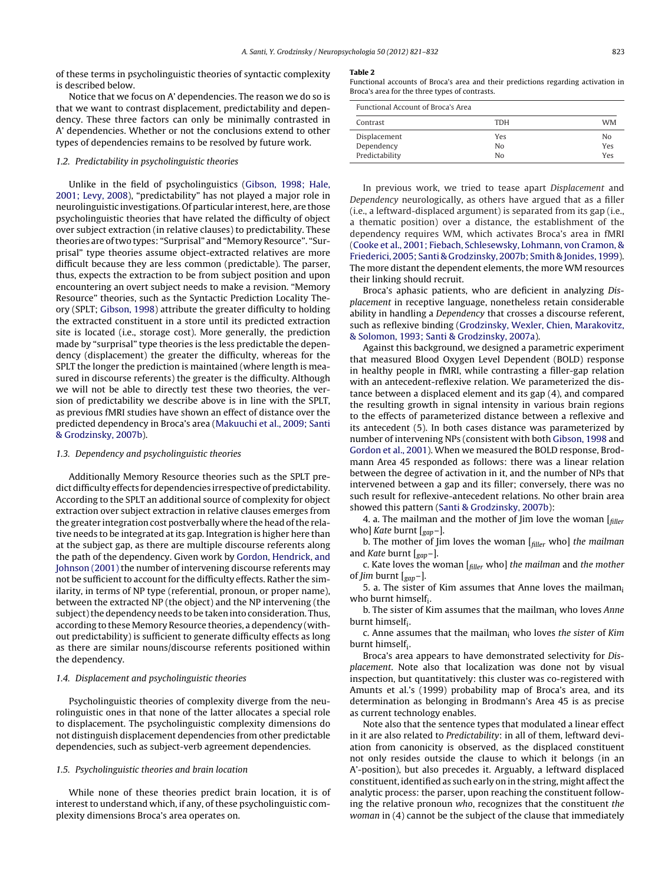of these terms in psycholinguistic theories of syntactic complexity is described below.

Notice that we focus on A' dependencies. The reason we do so is that we want to contrast displacement, predictability and dependency. These three factors can only be minimally contrasted in A' dependencies. Whether or not the conclusions extend to other types of dependencies remains to be resolved by future work.

### 1.2. Predictability in psycholinguistic theories

Unlike in the field of psycholinguistics (Gibson, 1998; Hale, 2001; Levy, 2008), "predictability" has not played a major role in neurolinguistic investigations. Of particular interest, here, are those psycholinguistic theories that have related the difficulty of object over subject extraction (in relative clauses) to predictability. These theories are of two types: "Surprisal" and "Memory Resource". "Surprisal" type theories assume object-extracted relatives are more difficult because they are less common (predictable). The parser, thus, expects the extraction to be from subject position and upon encountering an overt subject needs to make a revision. "Memory Resource" theories, such as the Syntactic Prediction Locality Theory (SPLT; Gibson, 1998) attribute the greater difficulty to holding the extracted constituent in a store until its predicted extraction site is located (i.e., storage cost). More generally, the prediction made by "surprisal" type theories is the less predictable the dependency (displacement) the greater the difficulty, whereas for the SPLT the longer the prediction is maintained (where length is measured in discourse referents) the greater is the difficulty. Although we will not be able to directly test these two theories, the version of predictability we describe above is in line with the SPLT, as previous fMRI studies have shown an effect of distance over the predicted dependency in Broca's area (Makuuchi et al., 2009; Santi & Grodzinsky, 2007b).

### 1.3. Dependency and psycholinguistic theories

Additionally Memory Resource theories such as the SPLT predict difficulty effects for dependencies irrespective of predictability. According to the SPLT an additional source of complexity for object extraction over subject extraction in relative clauses emerges from the greater integration cost postverbally where the head of the relative needs to be integrated at its gap. Integration is higher here than at the subject gap, as there are multiple discourse referents along the path of the dependency. Given work by Gordon, Hendrick, and Johnson (2001) the number of intervening discourse referents may not be sufficient to account for the difficulty effects. Rather the similarity, in terms of NP type (referential, pronoun, or proper name), between the extracted NP (the object) and the NP intervening (the subject) the dependency needs to be taken into consideration. Thus, according to these Memory Resource theories, a dependency (without predictability) is sufficient to generate difficulty effects as long as there are similar nouns/discourse referents positioned within the dependency.

### 1.4. Displacement and psycholinguistic theories

Psycholinguistic theories of complexity diverge from the neurolinguistic ones in that none of the latter allocates a special role to displacement. The psycholinguistic complexity dimensions do not distinguish displacement dependencies from other predictable dependencies, such as subject-verb agreement dependencies.

### 1.5. Psycholinguistic theories and brain location

While none of these theories predict brain location, it is of interest to understand which, if any, of these psycholinguistic complexity dimensions Broca's area operates on.

**Table 2**
Functional accounts of Broca's area and their predictions regarding activation in Broca's area for the three types of contrasts.

| Functional Account of Broca's Area | | |
|---|---|---|
| Contrast | TDH | WM |
| Displacement | Yes | No |
| Dependency | No | Yes |
| Predictability | No | Yes |

In previous work, we tried to tease apart *Displacement* and *Dependency* neurologically, as others have argued that as a filler (i.e., a leftward-displaced argument) is separated from its gap (i.e., a thematic position) over a distance, the establishment of the dependency requires WM, which activates Broca's area in fMRI (Cooke et al., 2001; Fiebach, Schlesewsky, Lohmann, von Cramon, & Friederici, 2005; Santi & Grodzinsky, 2007b; Smith & Jonides, 1999). The more distant the dependent elements, the more WM resources their linking should recruit.

Broca's aphasic patients, who are deficient in analyzing *Displacement* in receptive language, nonetheless retain considerable ability in handling a *Dependency* that crosses a discourse referent, such as reflexive binding (Grodzinsky, Wexler, Chien, Marakovitz, & Solomon, 1993; Santi & Grodzinsky, 2007a).

Against this background, we designed a parametric experiment that measured Blood Oxygen Level Dependent (BOLD) response in healthy people in fMRI, while contrasting a filler-gap relation with an antecedent-reflexive relation. We parameterized the distance between a displaced element and its gap (4), and compared the resulting growth in signal intensity in various brain regions to the effects of parameterized distance between a reflexive and its antecedent (5). In both cases distance was parameterized by number of intervening NPs (consistent with both Gibson, 1998 and Gordon et al., 2001). When we measured the BOLD response, Brodmann Area 45 responded as follows: there was a linear relation between the degree of activation in it, and the number of NPs that intervened between a gap and its filler; conversely, there was no such result for reflexive-antecedent relations. No other brain area showed this pattern (Santi & Grodzinsky, 2007b):

4. a. The mailman and the mother of Jim love the woman [$_{filler}$ who] *Kate* burnt [$_{gap}$–].

b. The mother of Jim loves the woman [$_{filler}$ who] *the mailman* and *Kate* burnt [$_{gap}$–].

c. Kate loves the woman [$_{filler}$ who] *the mailman* and *the mother* of *Jim* burnt [$_{gap}$–].

5. a. The sister of Kim assumes that Anne loves the mailman$_i$ who burnt himself$_i$.

b. The sister of Kim assumes that the mailman$_i$ who loves *Anne* burnt himself$_i$.

c. Anne assumes that the mailman$_i$ who loves *the sister* of *Kim* burnt himself$_i$.

Broca's area appears to have demonstrated selectivity for *Displacement*. Note also that localization was done not by visual inspection, but quantitatively: this cluster was co-registered with Amunts et al.'s (1999) probability map of Broca's area, and its determination as belonging in Brodmann's Area 45 is as precise as current technology enables.

Note also that the sentence types that modulated a linear effect in it are also related to *Predictability*: in all of them, leftward deviation from canonicity is observed, as the displaced constituent not only resides outside the clause to which it belongs (in an A'-position), but also precedes it. Arguably, a leftward displaced constituent, identified as such early on in the string, might affect the analytic process: the parser, upon reaching the constituent following the relative pronoun *who*, recognizes that the constituent *the woman* in (4) cannot be the subject of the clause that immediately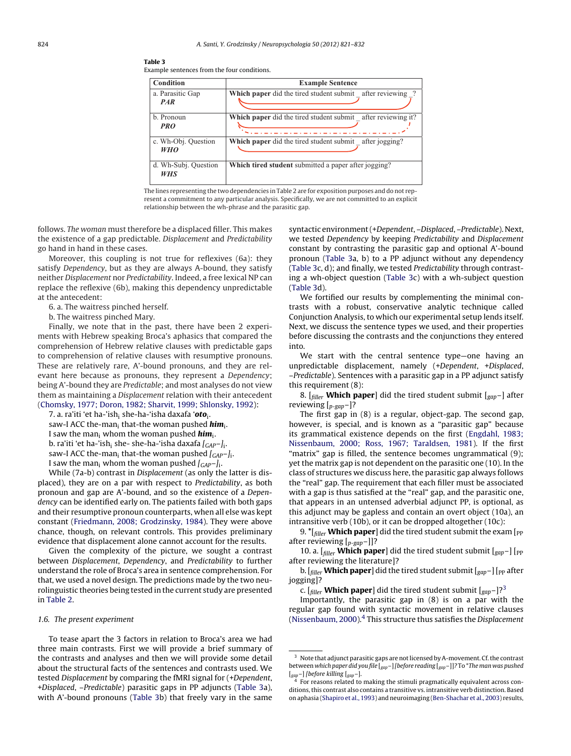**Table 3**
Example sentences from the four conditions.

| Condition | Example Sentence |
|---|---|
| a. Parasitic Gap ***PAR*** | **Which paper** did the tired student submit _ after reviewing _? |
| b. Pronoun ***PRO*** | **Which paper** did the tired student submit _ after reviewing it? |
| c. Wh-Obj. Question ***WHO*** | **Which paper** did the tired student submit _ after jogging? |
| d. Wh-Subj. Question ***WHS*** | **Which tired student** submitted a paper after jogging? |

The lines representing the two dependencies in Table 2 are for exposition purposes and do not represent a commitment to any particular analysis. Specifically, we are not committed to an explicit relationship between the wh-phrase and the parasitic gap.

follows. *The woman* must therefore be a displaced filler. This makes the existence of a gap predictable. *Displacement* and *Predictability* go hand in hand in these cases.

Moreover, this coupling is not true for reflexives (6a): they satisfy *Dependency*, but as they are always A-bound, they satisfy neither *Displacement* nor *Predictability*. Indeed, a free lexical NP can replace the reflexive (6b), making this dependency unpredictable at the antecedent:

6. a. The waitress pinched herself.
b. The waitress pinched Mary.

Finally, we note that in the past, there have been 2 experiments with Hebrew speaking Broca's aphasics that compared the comprehension of Hebrew relative clauses with predictable gaps to comprehension of relative clauses with resumptive pronouns. These are relatively rare, A'-bound pronouns, and they are relevant here because as pronouns, they represent a *Dependency*; being A'-bound they are *Predictable*; and most analyses do not view them as maintaining a *Displacement* relation with their antecedent (Chomsky, 1977; Doron, 1982; Sharvit, 1999; Shlonsky, 1992):

7. a. ra'iti 'et ha-'ish$_i$ she-ha-'isha daxafa '***oto***$_i$.
saw-I ACC the-man$_i$ that-the woman pushed ***him***$_i$.
I saw the man$_i$ whom the woman pushed ***him***$_i$.
b. ra'iti 'et ha-'ish$_i$ she- she-ha-'isha daxafa *[GAP−]*$_i$.
saw-I ACC the-man$_i$ that-the woman pushed *[GAP−]*$_i$.
I saw the man$_i$ whom the woman pushed *[GAP−]*$_i$.

While (7a-b) contrast in *Displacement* (as only the latter is displaced), they are on a par with respect to *Predictability*, as both pronoun and gap are A'-bound, and so the existence of a *Dependency* can be identified early on. The patients failed with both gaps and their resumptive pronoun counterparts, when all else was kept constant (Friedmann, 2008; Grodzinsky, 1984). They were above chance, though, on relevant controls. This provides preliminary evidence that displacement alone cannot account for the results.

Given the complexity of the picture, we sought a contrast between *Displacement*, *Dependency*, and *Predictability* to further understand the role of Broca's area in sentence comprehension. For that, we used a novel design. The predictions made by the two neurolinguistic theories being tested in the current study are presented in Table 2.

### 1.6. The present experiment

To tease apart the 3 factors in relation to Broca's area we had three main contrasts. First we will provide a brief summary of the contrasts and analyses and then we will provide some detail about the structural facts of the sentences and contrasts used. We tested *Displacement* by comparing the fMRI signal for (*+Dependent*, *+Displaced*, *–Predictable*) parasitic gaps in PP adjuncts (Table 3a), with A'-bound pronouns (Table 3b) that freely vary in the same syntactic environment (*+Dependent*, *–Displaced*, *–Predictable*). Next, we tested *Dependency* by keeping *Predictability* and *Displacement* constant by contrasting the parasitic gap and optional A'-bound pronoun (Table 3a, b) to a PP adjunct without any dependency (Table 3c, d); and finally, we tested *Predictability* through contrasting a wh-object question (Table 3c) with a wh-subject question (Table 3d).

We fortified our results by complementing the minimal contrasts with a robust, conservative analytic technique called Conjunction Analysis, to which our experimental setup lends itself. Next, we discuss the sentence types we used, and their properties before discussing the contrasts and the conjunctions they entered into.

We start with the central sentence type—one having an unpredictable displacement, namely (*+Dependent*, *+Displaced*, *–Predictable*). Sentences with a parasitic gap in a PP adjunct satisfy this requirement (8):

8. [$_{filler}$ **Which paper**] did the tired student submit [$_{gap}$−] after reviewing [$_{p\text{-}gap}$−]?

The first gap in (8) is a regular, object-gap. The second gap, however, is special, and is known as a "parasitic gap" because its grammatical existence depends on the first (Engdahl, 1983; Nissenbaum, 2000; Ross, 1967; Taraldsen, 1981). If the first "matrix" gap is filled, the sentence becomes ungrammatical (9); yet the matrix gap is not dependent on the parasitic one (10). In the class of structures we discuss here, the parasitic gap always follows the "real" gap. The requirement that each filler must be associated with a gap is thus satisfied at the "real" gap, and the parasitic one, that appears in an untensed adverbial adjunct PP, is optional, as this adjunct may be gapless and contain an overt object (10a), an intransitive verb (10b), or it can be dropped altogether (10c):

9. *[$_{filler}$ **Which paper**] did the tired student submit the exam [$_{PP}$ after reviewing [$_{p\text{-}gap}$−]]?

10. a. [$_{filler}$ **Which paper**] did the tired student submit [$_{gap}$−] [$_{PP}$ after reviewing the literature]?
b. [$_{filler}$ **Which paper**] did the tired student submit [$_{gap}$−] [$_{PP}$ after jogging]?
c. [$_{filler}$ **Which paper**] did the tired student submit [$_{gap}$−]?[3]

Importantly, the parasitic gap in (8) is on a par with the regular gap found with syntactic movement in relative clauses (Nissenbaum, 2000).[4] This structure thus satisfies the *Displacement*

---

[3] Note that adjunct parasitic gaps are not licensed by A-movement. Cf. the contrast between *which paper did you file [$_{gap}$−] [before reading [$_{gap}$−]]?* To *\*The man was pushed [$_{gap}$−] [before killing [$_{gap}$−].*

[4] For reasons related to making the stimuli pragmatically equivalent across conditions, this contrast also contains a transitive vs. intransitive verb distinction. Based on aphasia (Shapiro et al., 1993) and neuroimaging (Ben-Shachar et al., 2003) results,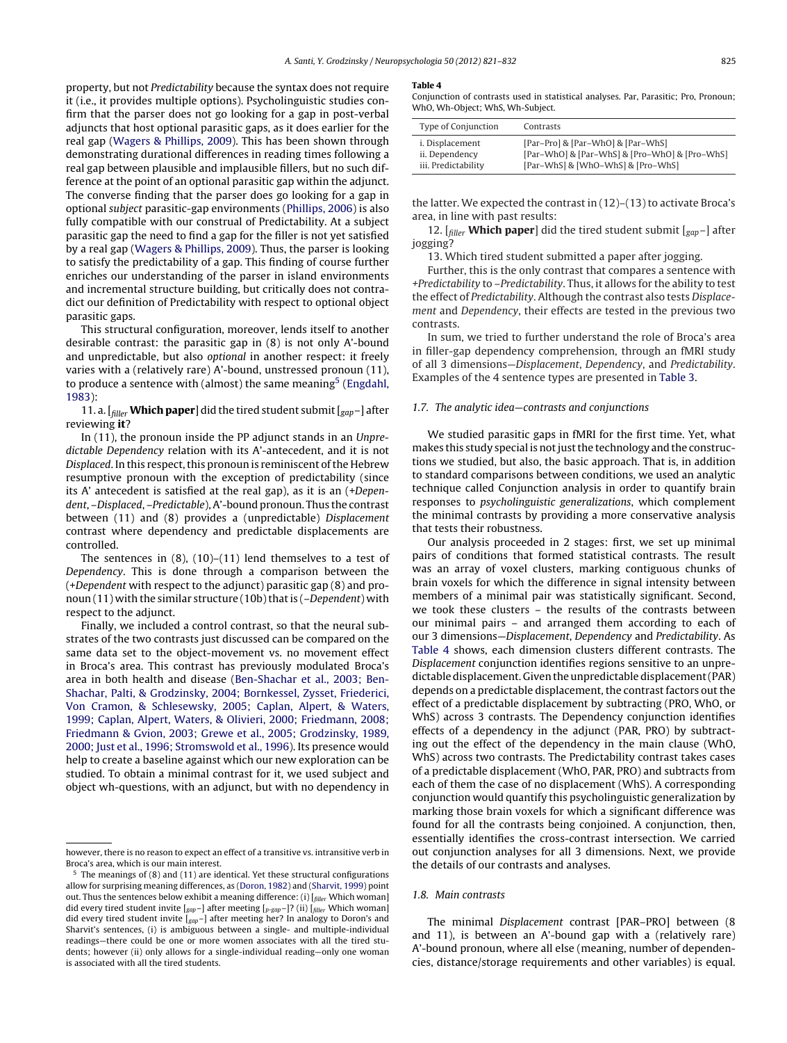property, but not *Predictability* because the syntax does not require it (i.e., it provides multiple options). Psycholinguistic studies confirm that the parser does not go looking for a gap in post-verbal adjuncts that host optional parasitic gaps, as it does earlier for the real gap (Wagers & Phillips, 2009). This has been shown through demonstrating durational differences in reading times following a real gap between plausible and implausible fillers, but no such difference at the point of an optional parasitic gap within the adjunct. The converse finding that the parser does go looking for a gap in optional *subject* parasitic-gap environments (Phillips, 2006) is also fully compatible with our construal of Predictability. At a subject parasitic gap the need to find a gap for the filler is not yet satisfied by a real gap (Wagers & Phillips, 2009). Thus, the parser is looking to satisfy the predictability of a gap. This finding of course further enriches our understanding of the parser in island environments and incremental structure building, but critically does not contradict our definition of Predictability with respect to optional object parasitic gaps.

This structural configuration, moreover, lends itself to another desirable contrast: the parasitic gap in (8) is not only A'-bound and unpredictable, but also *optional* in another respect: it freely varies with a (relatively rare) A'-bound, unstressed pronoun (11), to produce a sentence with (almost) the same meaning[5] (Engdahl, 1983):

11. a. [$_{filler}$ **Which paper**] did the tired student submit [$_{gap}$–] after reviewing **it**?

In (11), the pronoun inside the PP adjunct stands in an *Unpredictable Dependency* relation with its A'-antecedent, and it is not *Displaced*. In this respect, this pronoun is reminiscent of the Hebrew resumptive pronoun with the exception of predictability (since its A' antecedent is satisfied at the real gap), as it is an (+*Dependent*, –*Displaced*, –*Predictable*), A'-bound pronoun. Thus the contrast between (11) and (8) provides a (unpredictable) *Displacement* contrast where dependency and predictable displacements are controlled.

The sentences in (8), (10)–(11) lend themselves to a test of *Dependency*. This is done through a comparison between the (+*Dependent* with respect to the adjunct) parasitic gap (8) and pronoun (11) with the similar structure (10b) that is (–*Dependent*) with respect to the adjunct.

Finally, we included a control contrast, so that the neural substrates of the two contrasts just discussed can be compared on the same data set to the object-movement vs. no movement effect in Broca's area. This contrast has previously modulated Broca's area in both health and disease (Ben-Shachar et al., 2003; Ben-Shachar, Palti, & Grodzinsky, 2004; Bornkessel, Zysset, Friederici, Von Cramon, & Schlesewsky, 2005; Caplan, Alpert, & Waters, 1999; Caplan, Alpert, Waters, & Olivieri, 2000; Friedmann, 2008; Friedmann & Gvion, 2003; Grewe et al., 2005; Grodzinsky, 1989, 2000; Just et al., 1996; Stromswold et al., 1996). Its presence would help to create a baseline against which our new exploration can be studied. To obtain a minimal contrast for it, we used subject and object wh-questions, with an adjunct, but with no dependency in

**Table 4**
Conjunction of contrasts used in statistical analyses. Par, Parasitic; Pro, Pronoun; WhO, Wh-Object; WhS, Wh-Subject.

| Type of Conjunction | Contrasts |
|---|---|
| i. Displacement | [Par–Pro] & [Par–WhO] & [Par–WhS] |
| ii. Dependency | [Par–WhO] & [Par–WhS] & [Pro–WhO] & [Pro–WhS] |
| iii. Predictability | [Par–WhS] & [WhO–WhS] & [Pro–WhS] |

the latter. We expected the contrast in (12)–(13) to activate Broca's area, in line with past results:

12. [$_{filler}$ **Which paper**] did the tired student submit [$_{gap}$–] after jogging?

13. Which tired student submitted a paper after jogging.

Further, this is the only contrast that compares a sentence with +*Predictability* to –*Predictability*. Thus, it allows for the ability to test the effect of *Predictability*. Although the contrast also tests *Displacement* and *Dependency*, their effects are tested in the previous two contrasts.

In sum, we tried to further understand the role of Broca's area in filler-gap dependency comprehension, through an fMRI study of all 3 dimensions—*Displacement*, *Dependency*, and *Predictability*. Examples of the 4 sentence types are presented in Table 3.

### 1.7. The analytic idea—contrasts and conjunctions

We studied parasitic gaps in fMRI for the first time. Yet, what makes this study special is not just the technology and the constructions we studied, but also, the basic approach. That is, in addition to standard comparisons between conditions, we used an analytic technique called Conjunction analysis in order to quantify brain responses to *psycholinguistic generalizations*, which complement the minimal contrasts by providing a more conservative analysis that tests their robustness.

Our analysis proceeded in 2 stages: first, we set up minimal pairs of conditions that formed statistical contrasts. The result was an array of voxel clusters, marking contiguous chunks of brain voxels for which the difference in signal intensity between members of a minimal pair was statistically significant. Second, we took these clusters – the results of the contrasts between our minimal pairs – and arranged them according to each of our 3 dimensions—*Displacement*, *Dependency* and *Predictability*. As Table 4 shows, each dimension clusters different contrasts. The *Displacement* conjunction identifies regions sensitive to an unpredictable displacement. Given the unpredictable displacement (PAR) depends on a predictable displacement, the contrast factors out the effect of a predictable displacement by subtracting (PRO, WhO, or WhS) across 3 contrasts. The Dependency conjunction identifies effects of a dependency in the adjunct (PAR, PRO) by subtracting out the effect of the dependency in the main clause (WhO, WhS) across two contrasts. The Predictability contrast takes cases of a predictable displacement (WhO, PAR, PRO) and subtracts from each of them the case of no displacement (WhS). A corresponding conjunction would quantify this psycholinguistic generalization by marking those brain voxels for which a significant difference was found for all the contrasts being conjoined. A conjunction, then, essentially identifies the cross-contrast intersection. We carried out conjunction analyses for all 3 dimensions. Next, we provide the details of our contrasts and analyses.

### 1.8. Main contrasts

The minimal *Displacement* contrast [PAR–PRO] between (8 and 11), is between an A'-bound gap with a (relatively rare) A'-bound pronoun, where all else (meaning, number of dependencies, distance/storage requirements and other variables) is equal.

---

however, there is no reason to expect an effect of a transitive vs. intransitive verb in Broca's area, which is our main interest.

[5] The meanings of (8) and (11) are identical. Yet these structural configurations allow for surprising meaning differences, as (Doron, 1982) and (Sharvit, 1999) point out. Thus the sentences below exhibit a meaning difference: (i) [$_{filler}$ Which woman] did every tired student invite [$_{gap}$–] after meeting [$_{p\text{-}gap}$–]? (ii) [$_{filler}$ Which woman] did every tired student invite [$_{gap}$–] after meeting her? In analogy to Doron's and Sharvit's sentences, (i) is ambiguous between a single- and multiple-individual readings—there could be one or more women associates with all the tired students; however (ii) only allows for a single-individual reading—only one woman is associated with all the tired students.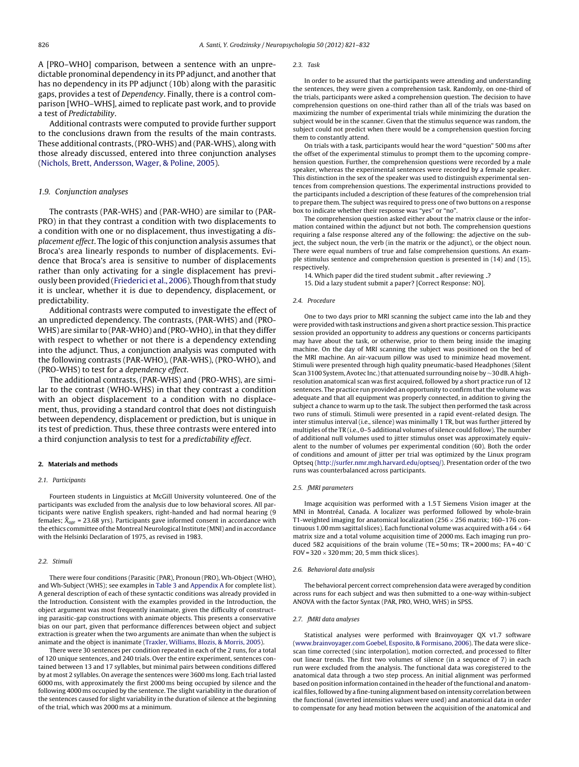A [PRO–WHO] comparison, between a sentence with an unpredictable pronominal dependency in its PP adjunct, and another that has no dependency in its PP adjunct (10b) along with the parasitic gaps, provides a test of *Dependency*. Finally, there is a control comparison [WHO–WHS], aimed to replicate past work, and to provide a test of *Predictability*.

Additional contrasts were computed to provide further support to the conclusions drawn from the results of the main contrasts. These additional contrasts, (PRO-WHS) and (PAR-WHS), along with those already discussed, entered into three conjunction analyses (Nichols, Brett, Andersson, Wager, & Poline, 2005).

### 1.9. Conjunction analyses

The contrasts (PAR-WHS) and (PAR-WHO) are similar to (PAR-PRO) in that they contrast a condition with two displacements to a condition with one or no displacement, thus investigating a *displacement effect*. The logic of this conjunction analysis assumes that Broca's area linearly responds to number of displacements. Evidence that Broca's area is sensitive to number of displacements rather than only activating for a single displacement has previously been provided (Friederici et al., 2006). Though from that study it is unclear, whether it is due to dependency, displacement, or predictability.

Additional contrasts were computed to investigate the effect of an unpredicted dependency. The contrasts, (PAR-WHS) and (PRO-WHS) are similar to (PAR-WHO) and (PRO-WHO), in that they differ with respect to whether or not there is a dependency extending into the adjunct. Thus, a conjunction analysis was computed with the following contrasts (PAR-WHO), (PAR-WHS), (PRO-WHO), and (PRO-WHS) to test for a *dependency effect*.

The additional contrasts, (PAR-WHS) and (PRO-WHS), are similar to the contrast (WHO-WHS) in that they contrast a condition with an object displacement to a condition with no displacement, thus, providing a standard control that does not distinguish between dependency, displacement or prediction, but is unique in its test of prediction. Thus, these three contrasts were entered into a third conjunction analysis to test for a *predictability effect*.

## 2. Materials and methods

### 2.1. Participants

Fourteen students in Linguistics at McGill University volunteered. One of the participants was excluded from the analysis due to low behavioral scores. All participants were native English speakers, right-handed and had normal hearing (9 females; $\bar{X}_{age}$ = 23.68 yrs). Participants gave informed consent in accordance with the ethics committee of the Montreal Neurological Institute (MNI) and in accordance with the Helsinki Declaration of 1975, as revised in 1983.

### 2.2. Stimuli

There were four conditions (Parasitic (PAR), Pronoun (PRO), Wh-Object (WHO), and Wh-Subject (WHS); see examples in Table 3 and Appendix A for complete list). A general description of each of these syntactic conditions was already provided in the Introduction. Consistent with the examples provided in the Introduction, the object argument was most frequently inanimate, given the difficulty of constructing parasitic-gap constructions with animate objects. This presents a conservative bias on our part, given that performance differences between object and subject extraction is greater when the two arguments are animate than when the subject is animate and the object is inanimate (Traxler, Williams, Blozis, & Morris, 2005).

There were 30 sentences per condition repeated in each of the 2 runs, for a total of 120 unique sentences, and 240 trials. Over the entire experiment, sentences contained between 13 and 17 syllables, but minimal pairs between conditions differed by at most 2 syllables. On average the sentences were 3600 ms long. Each trial lasted 6000 ms, with approximately the first 2000 ms being occupied by silence and the following 4000 ms occupied by the sentence. The slight variability in the duration of the sentences caused for slight variability in the duration of silence at the beginning of the trial, which was 2000 ms at a minimum.

### 2.3. Task

In order to be assured that the participants were attending and understanding the sentences, they were given a comprehension task. Randomly, on one-third of the trials, participants were asked a comprehension question. The decision to have comprehension questions on one-third rather than all of the trials was based on maximizing the number of experimental trials while minimizing the duration the subject would be in the scanner. Given that the stimulus sequence was random, the subject could not predict when there would be a comprehension question forcing them to constantly attend.

On trials with a task, participants would hear the word "question" 500 ms after the offset of the experimental stimulus to prompt them to the upcoming comprehension question. Further, the comprehension questions were recorded by a male speaker, whereas the experimental sentences were recorded by a female speaker. This distinction in the sex of the speaker was used to distinguish experimental sentences from comprehension questions. The experimental instructions provided to the participants included a description of these features of the comprehension trial to prepare them. The subject was required to press one of two buttons on a response box to indicate whether their response was "yes" or "no".

The comprehension question asked either about the matrix clause or the information contained within the adjunct but not both. The comprehension questions requiring a false response altered any of the following: the adjective on the subject, the subject noun, the verb (in the matrix or the adjunct), or the object noun. There were equal numbers of true and false comprehension questions. An example stimulus sentence and comprehension question is presented in (14) and (15), respectively.

14. Which paper did the tired student submit _ after reviewing _?
15. Did a lazy student submit a paper? [Correct Response: NO].

### 2.4. Procedure

One to two days prior to MRI scanning the subject came into the lab and they were provided with task instructions and given a short practice session. This practice session provided an opportunity to address any questions or concerns participants may have about the task, or otherwise, prior to them being inside the imaging machine. On the day of MRI scanning the subject was positioned on the bed of the MRI machine. An air-vacuum pillow was used to minimize head movement. Stimuli were presented through high quality pneumatic-based Headphones (Silent Scan 3100 System, Avotec Inc.) that attenuated surrounding noise by ~30 dB. A high-resolution anatomical scan was first acquired, followed by a short practice run of 12 sentences. The practice run provided an opportunity to confirm that the volume was adequate and that all equipment was properly connected, in addition to giving the subject a chance to warm up to the task. The subject then performed the task across two runs of stimuli. Stimuli were presented in a rapid event-related design. The inter stimulus interval (i.e., silence) was minimally 1 TR, but was further jittered by multiples of the TR (i.e., 0–5 additional volumes of silence could follow). The number of additional null volumes used to jitter stimulus onset was approximately equivalent to the number of volumes per experimental condition (60). Both the order of conditions and amount of jitter per trial was optimized by the Linux program Optseq (http://surfer.nmr.mgh.harvard.edu/optseq/). Presentation order of the two runs was counterbalanced across participants.

### 2.5. fMRI parameters

Image acquisition was performed with a 1.5 T Siemens Vision imager at the MNI in Montréal, Canada. A localizer was performed followed by whole-brain T1-weighted imaging for anatomical localization (256 × 256 matrix; 160–176 continuous 1.00 mm sagittal slices). Each functional volume was acquired with a 64 × 64 matrix size and a total volume acquisition time of 2000 ms. Each imaging run produced 582 acquisitions of the brain volume (TE = 50 ms; TR = 2000 ms; FA = 40 °C FOV = 320 × 320 mm; 20, 5 mm thick slices).

### 2.6. Behavioral data analysis

The behavioral percent correct comprehension data were averaged by condition across runs for each subject and was then submitted to a one-way within-subject ANOVA with the factor Syntax (PAR, PRO, WHO, WHS) in SPSS.

### 2.7. fMRI data analyses

Statistical analyses were performed with Brainvoyager QX v1.7 software (www.brainvoyager.com Goebel, Esposito, & Formisano, 2006). The data were slice-scan time corrected (sinc interpolation), motion corrected, and processed to filter out linear trends. The first two volumes of silence (in a sequence of 7) in each run were excluded from the analysis. The functional data was coregistered to the anatomical data through a two step process. An initial alignment was performed based on position information contained in the header of the functional and anatomical files, followed by a fine-tuning alignment based on intensity correlation between the functional (inverted intensities values were used) and anatomical data in order to compensate for any head motion between the acquisition of the anatomical and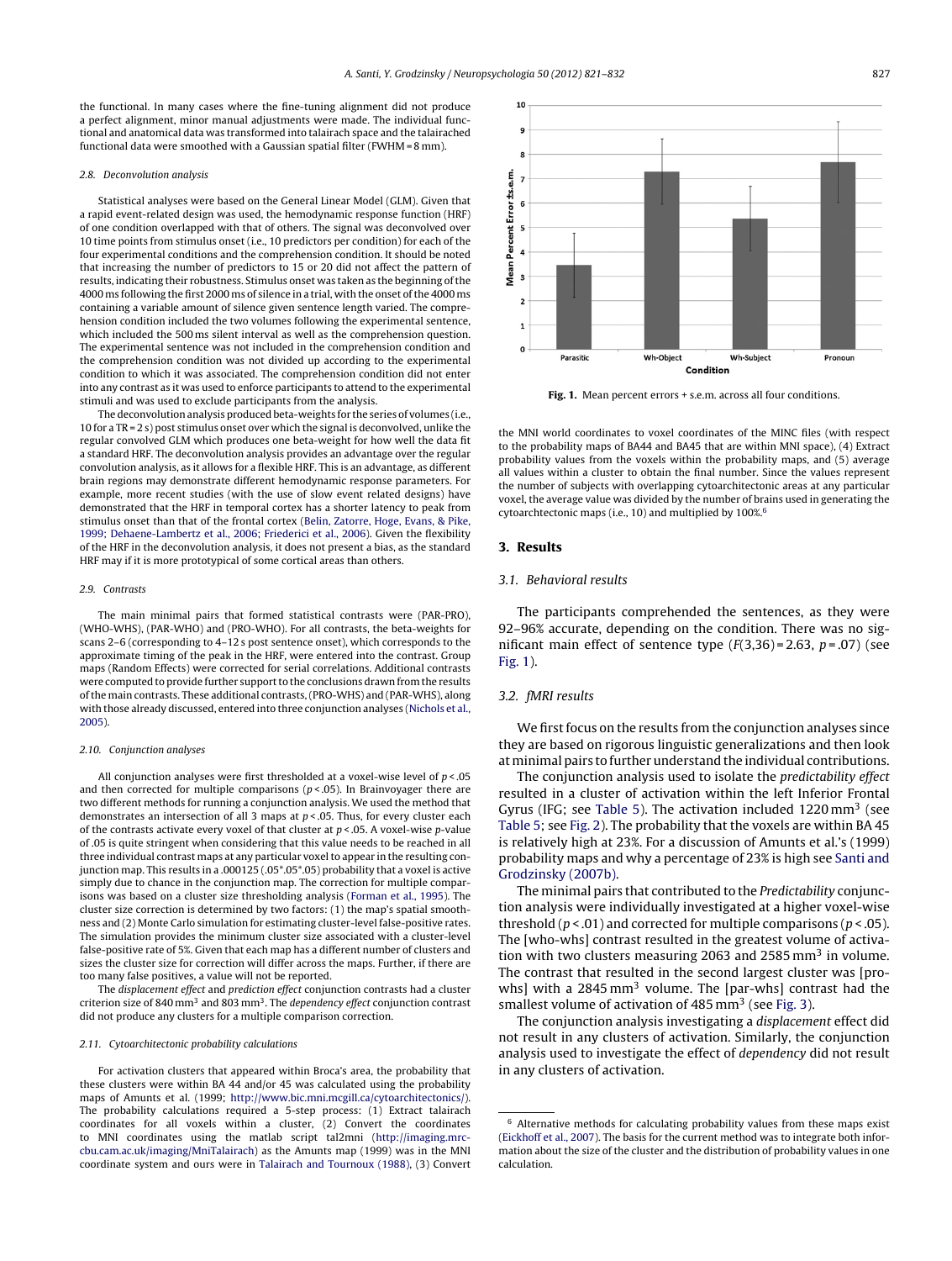the functional. In many cases where the fine-tuning alignment did not produce a perfect alignment, minor manual adjustments were made. The individual functional and anatomical data was transformed into talairach space and the talairached functional data were smoothed with a Gaussian spatial filter (FWHM = 8 mm).

### 2.8. Deconvolution analysis

Statistical analyses were based on the General Linear Model (GLM). Given that a rapid event-related design was used, the hemodynamic response function (HRF) of one condition overlapped with that of others. The signal was deconvolved over 10 time points from stimulus onset (i.e., 10 predictors per condition) for each of the four experimental conditions and the comprehension condition. It should be noted that increasing the number of predictors to 15 or 20 did not affect the pattern of results, indicating their robustness. Stimulus onset was taken as the beginning of the 4000 ms following the first 2000 ms of silence in a trial, with the onset of the 4000 ms containing a variable amount of silence given sentence length varied. The comprehension condition included the two volumes following the experimental sentence, which included the 500 ms silent interval as well as the comprehension question. The experimental sentence was not included in the comprehension condition and the comprehension condition was not divided up according to the experimental condition to which it was associated. The comprehension condition did not enter into any contrast as it was used to enforce participants to attend to the experimental stimuli and was used to exclude participants from the analysis.

The deconvolution analysis produced beta-weights for the series of volumes (i.e., 10 for a TR = 2 s) post stimulus onset over which the signal is deconvolved, unlike the regular convolved GLM which produces one beta-weight for how well the data fit a standard HRF. The deconvolution analysis provides an advantage over the regular convolution analysis, as it allows for a flexible HRF. This is an advantage, as different brain regions may demonstrate different hemodynamic response parameters. For example, more recent studies (with the use of slow event related designs) have demonstrated that the HRF in temporal cortex has a shorter latency to peak from stimulus onset than that of the frontal cortex (Belin, Zatorre, Hoge, Evans, & Pike, 1999; Dehaene-Lambertz et al., 2006; Friederici et al., 2006). Given the flexibility of the HRF in the deconvolution analysis, it does not present a bias, as the standard HRF may if it is more prototypical of some cortical areas than others.

### 2.9. Contrasts

The main minimal pairs that formed statistical contrasts were (PAR-PRO), (WHO-WHS), (PAR-WHO) and (PRO-WHO). For all contrasts, the beta-weights for scans 2–6 (corresponding to 4–12 s post sentence onset), which corresponds to the approximate timing of the peak in the HRF, were entered into the contrast. Group maps (Random Effects) were corrected for serial correlations. Additional contrasts were computed to provide further support to the conclusions drawn from the results of the main contrasts. These additional contrasts, (PRO-WHS) and (PAR-WHS), along with those already discussed, entered into three conjunction analyses (Nichols et al., 2005).

### 2.10. Conjunction analyses

All conjunction analyses were first thresholded at a voxel-wise level of $p < .05$ and then corrected for multiple comparisons ($p < .05$). In Brainvoyager there are two different methods for running a conjunction analysis. We used the method that demonstrates an intersection of all 3 maps at $p < .05$. Thus, for every cluster each of the contrasts activate every voxel of that cluster at $p < .05$. A voxel-wise $p$-value of .05 is quite stringent when considering that this value needs to be reached in all three individual contrast maps at any particular voxel to appear in the resulting conjunction map. This results in a .000125 (.05\*.05\*.05) probability that a voxel is active simply due to chance in the conjunction map. The correction for multiple comparisons was based on a cluster size thresholding analysis (Forman et al., 1995). The cluster size correction is determined by two factors: (1) the map's spatial smoothness and (2) Monte Carlo simulation for estimating cluster-level false-positive rates. The simulation provides the minimum cluster size associated with a cluster-level false-positive rate of 5%. Given that each map has a different number of clusters and sizes the cluster size for correction will differ across the maps. Further, if there are too many false positives, a value will not be reported.

The *displacement effect* and *prediction effect* conjunction contrasts had a cluster criterion size of 840 mm$^3$ and 803 mm$^3$. The *dependency effect* conjunction contrast did not produce any clusters for a multiple comparison correction.

### 2.11. Cytoarchitectonic probability calculations

For activation clusters that appeared within Broca's area, the probability that these clusters were within BA 44 and/or 45 was calculated using the probability maps of Amunts et al. (1999; http://www.bic.mni.mcgill.ca/cytoarchitectonics/). The probability calculations required a 5-step process: (1) Extract talairach coordinates for all voxels within a cluster, (2) Convert the coordinates to MNI coordinates using the matlab script tal2mni (http://imaging.mrc-cbu.cam.ac.uk/imaging/MniTalairach) as the Amunts map (1999) was in the MNI coordinate system and ours were in Talairach and Tournoux (1988), (3) Convert the MNI world coordinates to voxel coordinates of the MINC files (with respect to the probability maps of BA44 and BA45 that are within MNI space), (4) Extract probability values from the voxels within the probability maps, and (5) average all values within a cluster to obtain the final number. Since the values represent the number of subjects with overlapping cytoarchitectonic areas at any particular voxel, the average value was divided by the number of brains used in generating the cytoarchtectonic maps (i.e., 10) and multiplied by 100%.[6]

Fig. 1. Mean percent errors + s.e.m. across all four conditions.

## 3. Results

### 3.1. Behavioral results

The participants comprehended the sentences, as they were 92–96% accurate, depending on the condition. There was no significant main effect of sentence type ($F(3,36) = 2.63$, $p = .07$) (see Fig. 1).

### 3.2. fMRI results

We first focus on the results from the conjunction analyses since they are based on rigorous linguistic generalizations and then look at minimal pairs to further understand the individual contributions.

The conjunction analysis used to isolate the *predictability effect* resulted in a cluster of activation within the left Inferior Frontal Gyrus (IFG; see Table 5). The activation included 1220 mm$^3$ (see Table 5; see Fig. 2). The probability that the voxels are within BA 45 is relatively high at 23%. For a discussion of Amunts et al.'s (1999) probability maps and why a percentage of 23% is high see Santi and Grodzinsky (2007b).

The minimal pairs that contributed to the *Predictability* conjunction analysis were individually investigated at a higher voxel-wise threshold ($p < .01$) and corrected for multiple comparisons ($p < .05$). The [who-whs] contrast resulted in the greatest volume of activation with two clusters measuring 2063 and 2585 mm$^3$ in volume. The contrast that resulted in the second largest cluster was [pro-whs] with a 2845 mm$^3$ volume. The [par-whs] contrast had the smallest volume of activation of 485 mm$^3$ (see Fig. 3).

The conjunction analysis investigating a *displacement* effect did not result in any clusters of activation. Similarly, the conjunction analysis used to investigate the effect of *dependency* did not result in any clusters of activation.

---

[6] Alternative methods for calculating probability values from these maps exist (Eickhoff et al., 2007). The basis for the current method was to integrate both information about the size of the cluster and the distribution of probability values in one calculation.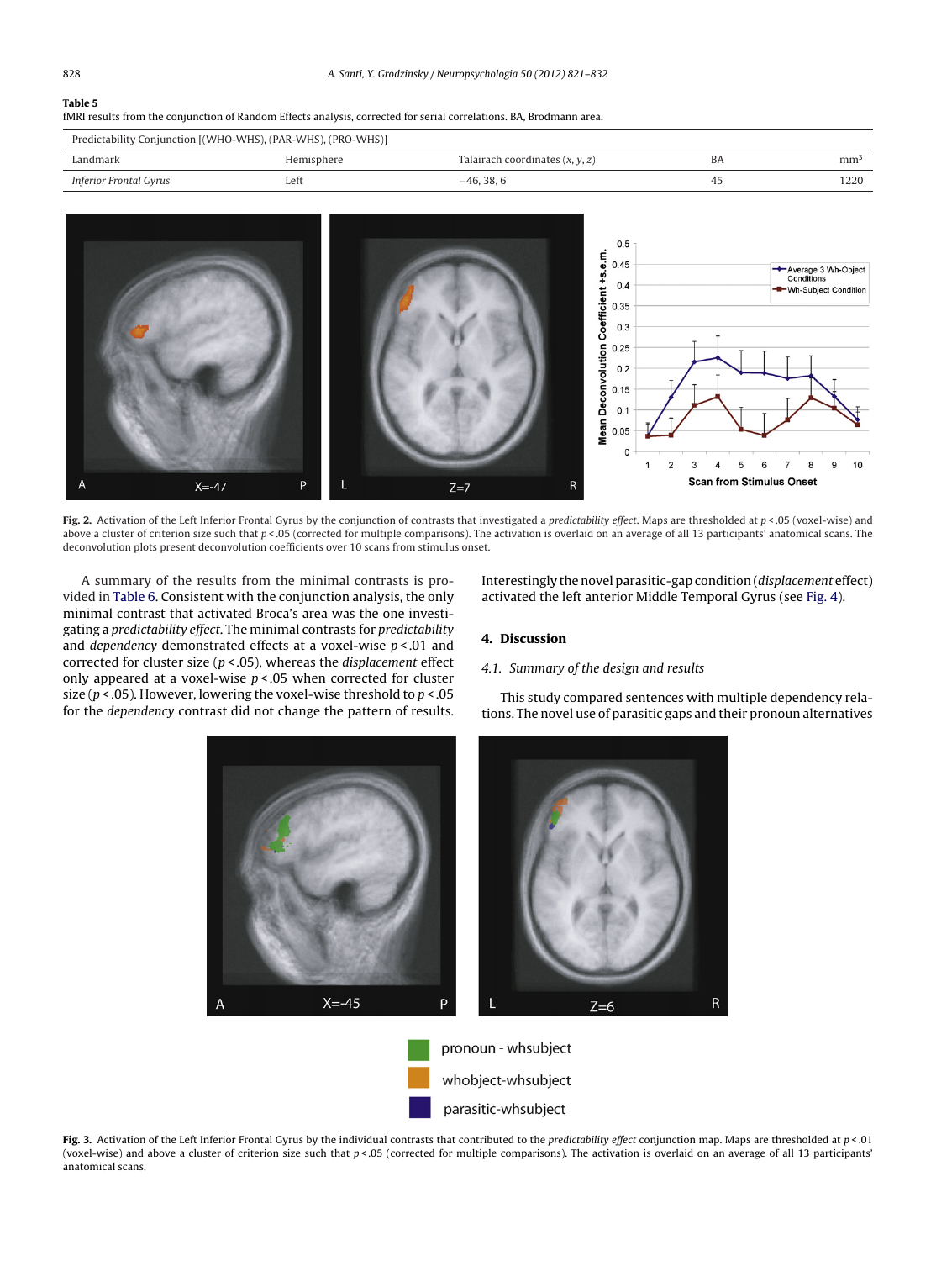**Table 5**
fMRI results from the conjunction of Random Effects analysis, corrected for serial correlations. BA, Brodmann area.

| Predictability Conjunction [(WHO-WHS), (PAR-WHS), (PRO-WHS)] | | | | |
|---|---|---|---|---|
| Landmark | Hemisphere | Talairach coordinates (*x*, *y*, *z*) | BA | mm³ |
| *Inferior Frontal Gyrus* | Left | −46, 38, 6 | 45 | 1220 |

**Fig. 2.** Activation of the Left Inferior Frontal Gyrus by the conjunction of contrasts that investigated a *predictability effect*. Maps are thresholded at $p < .05$ (voxel-wise) and above a cluster of criterion size such that $p < .05$ (corrected for multiple comparisons). The activation is overlaid on an average of all 13 participants' anatomical scans. The deconvolution plots present deconvolution coefficients over 10 scans from stimulus onset.

A summary of the results from the minimal contrasts is provided in Table 6. Consistent with the conjunction analysis, the only minimal contrast that activated Broca's area was the one investigating a *predictability effect*. The minimal contrasts for *predictability* and *dependency* demonstrated effects at a voxel-wise $p < .01$ and corrected for cluster size ($p < .05$), whereas the *displacement* effect only appeared at a voxel-wise $p < .05$ when corrected for cluster size ($p < .05$). However, lowering the voxel-wise threshold to $p < .05$ for the *dependency* contrast did not change the pattern of results. Interestingly the novel parasitic-gap condition (*displacement* effect) activated the left anterior Middle Temporal Gyrus (see Fig. 4).

## 4. Discussion

### 4.1. Summary of the design and results

This study compared sentences with multiple dependency relations. The novel use of parasitic gaps and their pronoun alternatives

**Fig. 3.** Activation of the Left Inferior Frontal Gyrus by the individual contrasts that contributed to the *predictability effect* conjunction map. Maps are thresholded at $p < .01$ (voxel-wise) and above a cluster of criterion size such that $p < .05$ (corrected for multiple comparisons). The activation is overlaid on an average of all 13 participants' anatomical scans.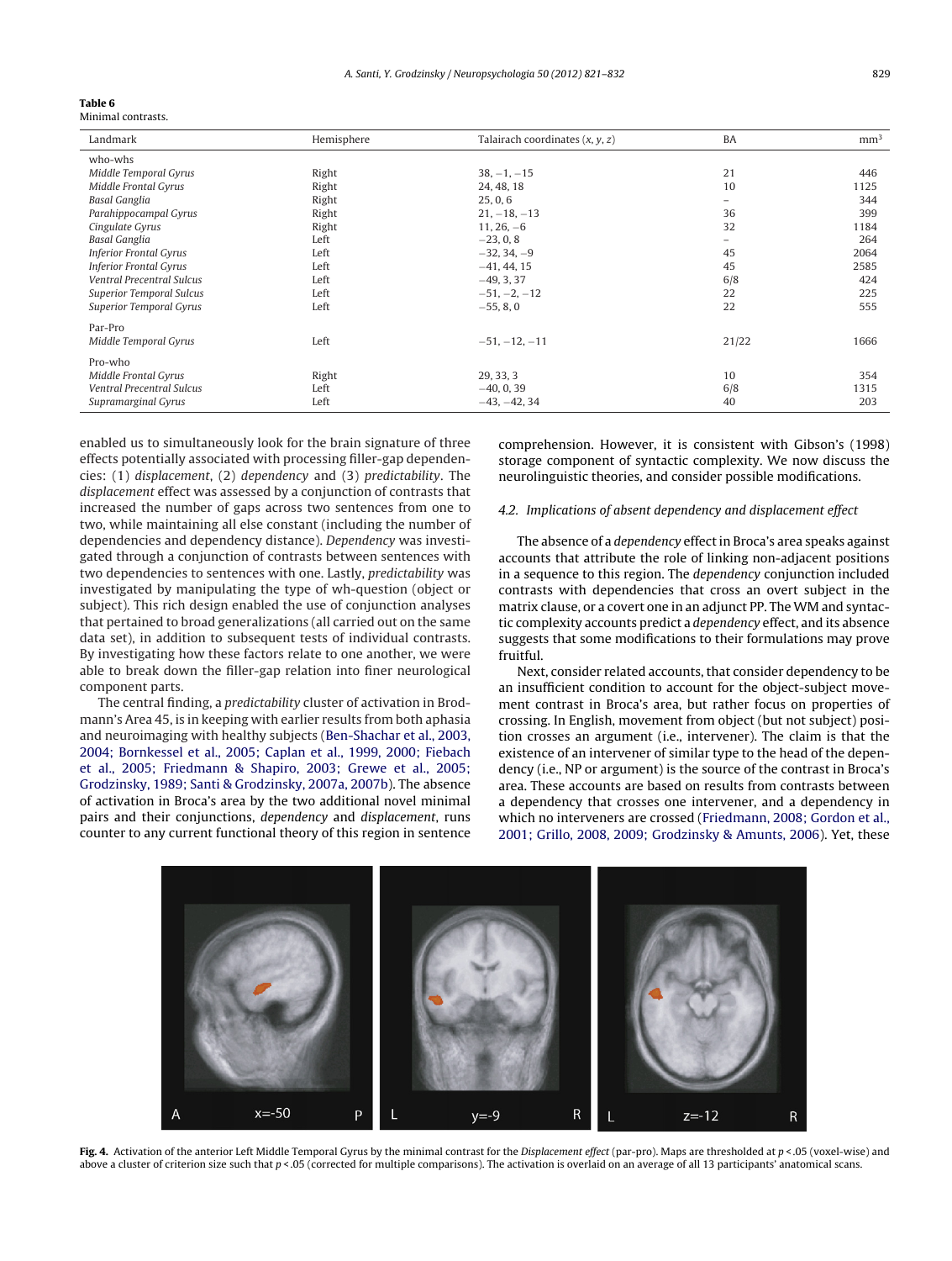**Table 6**
Minimal contrasts.

| Landmark | Hemisphere | Talairach coordinates (x, y, z) | BA | mm³ |
|---|---|---|---|---|
| who-whs | | | | |
| *Middle Temporal Gyrus* | Right | 38, −1, −15 | 21 | 446 |
| *Middle Frontal Gyrus* | Right | 24, 48, 18 | 10 | 1125 |
| *Basal Ganglia* | Right | 25, 0, 6 | – | 344 |
| *Parahippocampal Gyrus* | Right | 21, −18, −13 | 36 | 399 |
| *Cingulate Gyrus* | Right | 11, 26, −6 | 32 | 1184 |
| *Basal Ganglia* | Left | −23, 0, 8 | – | 264 |
| *Inferior Frontal Gyrus* | Left | −32, 34, −9 | 45 | 2064 |
| *Inferior Frontal Gyrus* | Left | −41, 44, 15 | 45 | 2585 |
| *Ventral Precentral Sulcus* | Left | −49, 3, 37 | 6/8 | 424 |
| *Superior Temporal Sulcus* | Left | −51, −2, −12 | 22 | 225 |
| *Superior Temporal Gyrus* | Left | −55, 8, 0 | 22 | 555 |
| Par-Pro | | | | |
| *Middle Temporal Gyrus* | Left | −51, −12, −11 | 21/22 | 1666 |
| Pro-who | | | | |
| *Middle Frontal Gyrus* | Right | 29, 33, 3 | 10 | 354 |
| *Ventral Precentral Sulcus* | Left | −40, 0, 39 | 6/8 | 1315 |
| *Supramarginal Gyrus* | Left | −43, −42, 34 | 40 | 203 |

enabled us to simultaneously look for the brain signature of three effects potentially associated with processing filler-gap dependencies: (1) *displacement*, (2) *dependency* and (3) *predictability*. The *displacement* effect was assessed by a conjunction of contrasts that increased the number of gaps across two sentences from one to two, while maintaining all else constant (including the number of dependencies and dependency distance). *Dependency* was investigated through a conjunction of contrasts between sentences with two dependencies to sentences with one. Lastly, *predictability* was investigated by manipulating the type of wh-question (object or subject). This rich design enabled the use of conjunction analyses that pertained to broad generalizations (all carried out on the same data set), in addition to subsequent tests of individual contrasts. By investigating how these factors relate to one another, we were able to break down the filler-gap relation into finer neurological component parts.

The central finding, a *predictability* cluster of activation in Brodmann's Area 45, is in keeping with earlier results from both aphasia and neuroimaging with healthy subjects (Ben-Shachar et al., 2003, 2004; Bornkessel et al., 2005; Caplan et al., 1999, 2000; Fiebach et al., 2005; Friedmann & Shapiro, 2003; Grewe et al., 2005; Grodzinsky, 1989; Santi & Grodzinsky, 2007a, 2007b). The absence of activation in Broca's area by the two additional novel minimal pairs and their conjunctions, *dependency* and *displacement*, runs counter to any current functional theory of this region in sentence comprehension. However, it is consistent with Gibson's (1998) storage component of syntactic complexity. We now discuss the neurolinguistic theories, and consider possible modifications.

### 4.2. Implications of absent dependency and displacement effect

The absence of a *dependency* effect in Broca's area speaks against accounts that attribute the role of linking non-adjacent positions in a sequence to this region. The *dependency* conjunction included contrasts with dependencies that cross an overt subject in the matrix clause, or a covert one in an adjunct PP. The WM and syntactic complexity accounts predict a *dependency* effect, and its absence suggests that some modifications to their formulations may prove fruitful.

Next, consider related accounts, that consider dependency to be an insufficient condition to account for the object-subject movement contrast in Broca's area, but rather focus on properties of crossing. In English, movement from object (but not subject) position crosses an argument (i.e., intervener). The claim is that the existence of an intervener of similar type to the head of the dependency (i.e., NP or argument) is the source of the contrast in Broca's area. These accounts are based on results from contrasts between a dependency that crosses one intervener, and a dependency in which no interveners are crossed (Friedmann, 2008; Gordon et al., 2001; Grillo, 2008, 2009; Grodzinsky & Amunts, 2006). Yet, these

**Fig. 4.** Activation of the anterior Left Middle Temporal Gyrus by the minimal contrast for the *Displacement effect* (par-pro). Maps are thresholded at $p<.05$ (voxel-wise) and above a cluster of criterion size such that $p<.05$ (corrected for multiple comparisons). The activation is overlaid on an average of all 13 participants' anatomical scans.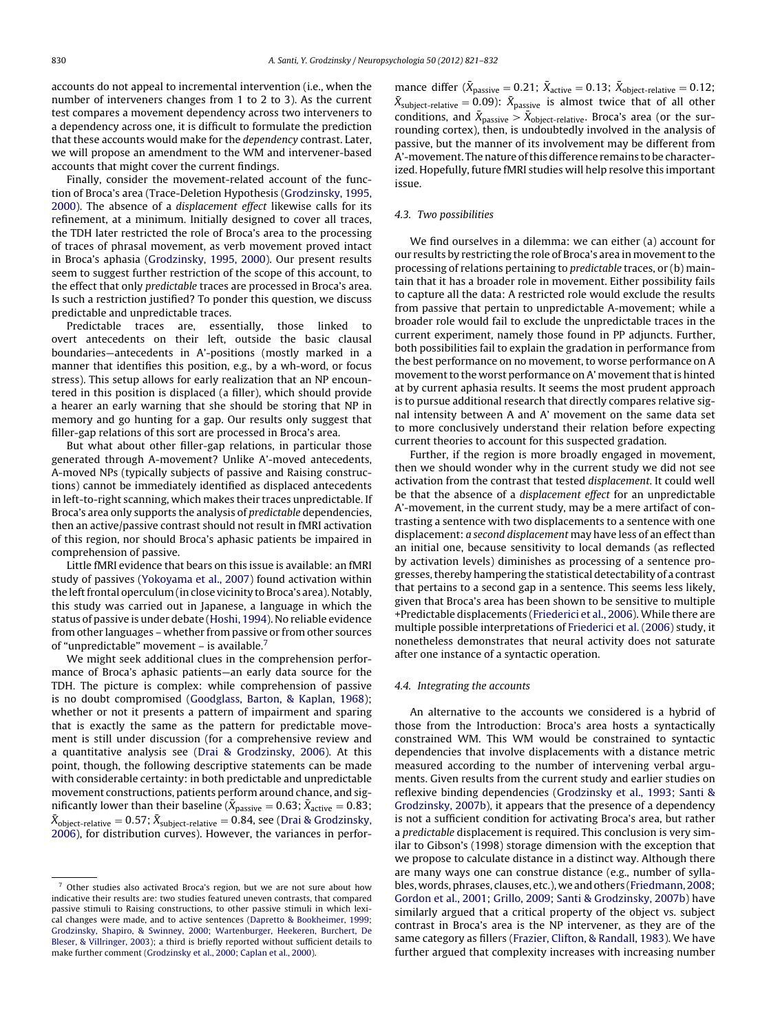accounts do not appeal to incremental intervention (i.e., when the number of interveners changes from 1 to 2 to 3). As the current test compares a movement dependency across two interveners to a dependency across one, it is difficult to formulate the prediction that these accounts would make for the *dependency* contrast. Later, we will propose an amendment to the WM and intervener-based accounts that might cover the current findings.

Finally, consider the movement-related account of the function of Broca's area (Trace-Deletion Hypothesis (Grodzinsky, 1995, 2000). The absence of a *displacement effect* likewise calls for its refinement, at a minimum. Initially designed to cover all traces, the TDH later restricted the role of Broca's area to the processing of traces of phrasal movement, as verb movement proved intact in Broca's aphasia (Grodzinsky, 1995, 2000). Our present results seem to suggest further restriction of the scope of this account, to the effect that only *predictable* traces are processed in Broca's area. Is such a restriction justified? To ponder this question, we discuss predictable and unpredictable traces.

Predictable traces are, essentially, those linked to overt antecedents on their left, outside the basic clausal boundaries—antecedents in A'-positions (mostly marked in a manner that identifies this position, e.g., by a wh-word, or focus stress). This setup allows for early realization that an NP encountered in this position is displaced (a filler), which should provide a hearer an early warning that she should be storing that NP in memory and go hunting for a gap. Our results only suggest that filler-gap relations of this sort are processed in Broca's area.

But what about other filler-gap relations, in particular those generated through A-movement? Unlike A'-moved antecedents, A-moved NPs (typically subjects of passive and Raising constructions) cannot be immediately identified as displaced antecedents in left-to-right scanning, which makes their traces unpredictable. If Broca's area only supports the analysis of *predictable* dependencies, then an active/passive contrast should not result in fMRI activation of this region, nor should Broca's aphasic patients be impaired in comprehension of passive.

Little fMRI evidence that bears on this issue is available: an fMRI study of passives (Yokoyama et al., 2007) found activation within the left frontal operculum (in close vicinity to Broca's area). Notably, this study was carried out in Japanese, a language in which the status of passive is under debate (Hoshi, 1994). No reliable evidence from other languages – whether from passive or from other sources of "unpredictable" movement – is available.[7]

We might seek additional clues in the comprehension performance of Broca's aphasic patients—an early data source for the TDH. The picture is complex: while comprehension of passive is no doubt compromised (Goodglass, Barton, & Kaplan, 1968); whether or not it presents a pattern of impairment and sparing that is exactly the same as the pattern for predictable movement is still under discussion (for a comprehensive review and a quantitative analysis see (Drai & Grodzinsky, 2006). At this point, though, the following descriptive statements can be made with considerable certainty: in both predictable and unpredictable movement constructions, patients perform around chance, and significantly lower than their baseline ($\bar{X}_{\text{passive}} = 0.63$; $\bar{X}_{\text{active}} = 0.83$; $\bar{X}_{\text{object-relative}} = 0.57$; $\bar{X}_{\text{subject-relative}} = 0.84$, see (Drai & Grodzinsky, 2006), for distribution curves). However, the variances in performance differ ($\bar{X}_{\text{passive}} = 0.21$; $\bar{X}_{\text{active}} = 0.13$; $\bar{X}_{\text{object-relative}} = 0.12$; $\bar{X}_{\text{subject-relative}} = 0.09$): $\bar{X}_{\text{passive}}$ is almost twice that of all other conditions, and $\bar{X}_{\text{passive}} > \bar{X}_{\text{object-relative}}$. Broca's area (or the surrounding cortex), then, is undoubtedly involved in the analysis of passive, but the manner of its involvement may be different from A'-movement. The nature of this difference remains to be characterized. Hopefully, future fMRI studies will help resolve this important issue.

### 4.3. Two possibilities

We find ourselves in a dilemma: we can either (a) account for our results by restricting the role of Broca's area in movement to the processing of relations pertaining to *predictable* traces, or (b) maintain that it has a broader role in movement. Either possibility fails to capture all the data: A restricted role would exclude the results from passive that pertain to unpredictable A-movement; while a broader role would fail to exclude the unpredictable traces in the current experiment, namely those found in PP adjuncts. Further, both possibilities fail to explain the gradation in performance from the best performance on no movement, to worse performance on A movement to the worst performance on A' movement that is hinted at by current aphasia results. It seems the most prudent approach is to pursue additional research that directly compares relative signal intensity between A and A' movement on the same data set to more conclusively understand their relation before expecting current theories to account for this suspected gradation.

Further, if the region is more broadly engaged in movement, then we should wonder why in the current study we did not see activation from the contrast that tested *displacement*. It could well be that the absence of a *displacement effect* for an unpredictable A'-movement, in the current study, may be a mere artifact of contrasting a sentence with two displacements to a sentence with one displacement: *a second displacement* may have less of an effect than an initial one, because sensitivity to local demands (as reflected by activation levels) diminishes as processing of a sentence progresses, thereby hampering the statistical detectability of a contrast that pertains to a second gap in a sentence. This seems less likely, given that Broca's area has been shown to be sensitive to multiple +Predictable displacements (Friederici et al., 2006). While there are multiple possible interpretations of Friederici et al. (2006) study, it nonetheless demonstrates that neural activity does not saturate after one instance of a syntactic operation.

### 4.4. Integrating the accounts

An alternative to the accounts we considered is a hybrid of those from the Introduction: Broca's area hosts a syntactically constrained WM. This WM would be constrained to syntactic dependencies that involve displacements with a distance metric measured according to the number of intervening verbal arguments. Given results from the current study and earlier studies on reflexive binding dependencies (Grodzinsky et al., 1993; Santi & Grodzinsky, 2007b), it appears that the presence of a dependency is not a sufficient condition for activating Broca's area, but rather a *predictable* displacement is required. This conclusion is very similar to Gibson's (1998) storage dimension with the exception that we propose to calculate distance in a distinct way. Although there are many ways one can construe distance (e.g., number of syllables, words, phrases, clauses, etc.), we and others (Friedmann, 2008; Gordon et al., 2001; Grillo, 2009; Santi & Grodzinsky, 2007b) have similarly argued that a critical property of the object vs. subject contrast in Broca's area is the NP intervener, as they are of the same category as fillers (Frazier, Clifton, & Randall, 1983). We have further argued that complexity increases with increasing number

[7] Other studies also activated Broca's region, but we are not sure about how indicative their results are: two studies featured uneven contrasts, that compared passive stimuli to Raising constructions, to other passive stimuli in which lexical changes were made, and to active sentences (Dapretto & Bookheimer, 1999; Grodzinsky, Shapiro, & Swinney, 2000; Wartenburger, Heekeren, Burchert, De Bleser, & Villringer, 2003); a third is briefly reported without sufficient details to make further comment (Grodzinsky et al., 2000; Caplan et al., 2000).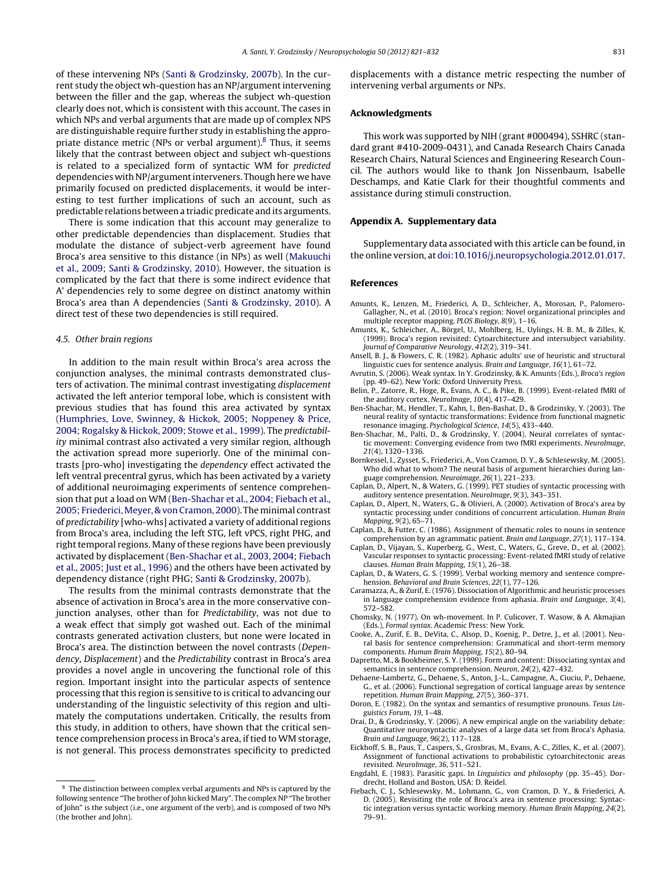of these intervening NPs (Santi & Grodzinsky, 2007b). In the current study the object wh-question has an NP/argument intervening between the filler and the gap, whereas the subject wh-question clearly does not, which is consistent with this account. The cases in which NPs and verbal arguments that are made up of complex NPS are distinguishable require further study in establishing the appropriate distance metric (NPs or verbal argument).[8] Thus, it seems likely that the contrast between object and subject wh-questions is related to a specialized form of syntactic WM for *predicted* dependencies with NP/argument interveners. Though here we have primarily focused on predicted displacements, it would be interesting to test further implications of such an account, such as predictable relations between a triadic predicate and its arguments.

There is some indication that this account may generalize to other predictable dependencies than displacement. Studies that modulate the distance of subject-verb agreement have found Broca's area sensitive to this distance (in NPs) as well (Makuuchi et al., 2009; Santi & Grodzinsky, 2010). However, the situation is complicated by the fact that there is some indirect evidence that A' dependencies rely to some degree on distinct anatomy within Broca's area than A dependencies (Santi & Grodzinsky, 2010). A direct test of these two dependencies is still required.

### 4.5. Other brain regions

In addition to the main result within Broca's area across the conjunction analyses, the minimal contrasts demonstrated clusters of activation. The minimal contrast investigating *displacement* activated the left anterior temporal lobe, which is consistent with previous studies that has found this area activated by syntax (Humphries, Love, Swinney, & Hickok, 2005; Noppeney & Price, 2004; Rogalsky & Hickok, 2009; Stowe et al., 1999). The *predictability* minimal contrast also activated a very similar region, although the activation spread more superiorly. One of the minimal contrasts [pro-who] investigating the *dependency* effect activated the left ventral precentral gyrus, which has been activated by a variety of additional neuroimaging experiments of sentence comprehension that put a load on WM (Ben-Shachar et al., 2004; Fiebach et al., 2005; Friederici, Meyer, & von Cramon, 2000). The minimal contrast of *predictability* [who-whs] activated a variety of additional regions from Broca's area, including the left STG, left vPCS, right PHG, and right temporal regions. Many of these regions have been previously activated by displacement (Ben-Shachar et al., 2003, 2004; Fiebach et al., 2005; Just et al., 1996) and the others have been activated by dependency distance (right PHG; Santi & Grodzinsky, 2007b).

The results from the minimal contrasts demonstrate that the absence of activation in Broca's area in the more conservative conjunction analyses, other than for *Predictability*, was not due to a weak effect that simply got washed out. Each of the minimal contrasts generated activation clusters, but none were located in Broca's area. The distinction between the novel contrasts (*Dependency*, *Displacement*) and the *Predictability* contrast in Broca's area provides a novel angle in uncovering the functional role of this region. Important insight into the particular aspects of sentence processing that this region is sensitive to is critical to advancing our understanding of the linguistic selectivity of this region and ultimately the computations undertaken. Critically, the results from this study, in addition to others, have shown that the critical sentence comprehension process in Broca's area, if tied to WM storage, is not general. This process demonstrates specificity to predicted displacements with a distance metric respecting the number of intervening verbal arguments or NPs.

[8] The distinction between complex verbal arguments and NPs is captured by the following sentence "The brother of John kicked Mary". The complex NP "The brother of John" is the subject (i.e., one argument of the verb), and is composed of two NPs (the brother and John).

## Acknowledgments

This work was supported by NIH (grant #000494), SSHRC (standard grant #410-2009-0431), and Canada Research Chairs Canada Research Chairs, Natural Sciences and Engineering Research Council. The authors would like to thank Jon Nissenbaum, Isabelle Deschamps, and Katie Clark for their thoughtful comments and assistance during stimuli construction.

## Appendix A. Supplementary data

Supplementary data associated with this article can be found, in the online version, at doi:10.1016/j.neuropsychologia.2012.01.017.

## References

Amunts, K., Lenzen, M., Friederici, A. D., Schleicher, A., Morosan, P., Palomero-Gallagher, N., et al. (2010). Broca's region: Novel organizational principles and multiple receptor mapping. *PLOS Biology*, *8*(9), 1–16.

Amunts, K., Schleicher, A., Börgel, U., Mohlberg, H., Uylings, H. B. M., & Zilles, K. (1999). Broca's region revisited: Cytoarchitecture and intersubject variability. *Journal of Comparative Neurology*, *412*(2), 319–341.

Ansell, B. J., & Flowers, C. R. (1982). Aphasic adults' use of heuristic and structural linguistic cues for sentence analysis. *Brain and Language*, *16*(1), 61–72.

Avrutin, S. (2006). Weak syntax. In Y. Grodzinsky, & K. Amunts (Eds.), *Broca's region* (pp. 49–62). New York: Oxford University Press.

Belin, P., Zatorre, R., Hoge, R., Evans, A. C., & Pike, B. (1999). Event-related fMRI of the auditory cortex. *NeuroImage*, *10*(4), 417–429.

Ben-Shachar, M., Hendler, T., Kahn, I., Ben-Bashat, D., & Grodzinsky, Y. (2003). The neural reality of syntactic transformations: Evidence from functional magnetic resonance imaging. *Psychological Science*, *14*(5), 433–440.

Ben-Shachar, M., Palti, D., & Grodzinsky, Y. (2004). Neural correlates of syntactic movement: Converging evidence from two fMRI experiments. *NeuroImage*, *21*(4), 1320–1336.

Bornkessel, I., Zysset, S., Friederici, A., Von Cramon, D. Y., & Schlesewsky, M. (2005). Who did what to whom? The neural basis of argument hierarchies during language comprehension. *Neuroimage*, *26*(1), 221–233.

Caplan, D., Alpert, N., & Waters, G. (1999). PET studies of syntactic processing with auditory sentence presentation. *NeuroImage*, *9*(3), 343–351.

Caplan, D., Alpert, N., Waters, G., & Olivieri, A. (2000). Activation of Broca's area by syntactic processing under conditions of concurrent articulation. *Human Brain Mapping*, *9*(2), 65–71.

Caplan, D., & Futter, C. (1986). Assignment of thematic roles to nouns in sentence comprehension by an agrammatic patient. *Brain and Language*, *27*(1), 117–134.

Caplan, D., Vijayan, S., Kuperberg, G., West, C., Waters, G., Greve, D., et al. (2002). Vascular responses to syntactic processing: Event-related fMRI study of relative clauses. *Human Brain Mapping*, *15*(1), 26–38.

Caplan, D., & Waters, G. S. (1999). Verbal working memory and sentence comprehension. *Behavioral and Brain Sciences*, *22*(1), 77–126.

Caramazza, A., & Zurif, E. (1976). Dissociation of Algorithmic and heuristic processes in language comprehension evidence from aphasia. *Brain and Language*, *3*(4), 572–582.

Chomsky, N. (1977). On wh-movement. In P. Culicover, T. Wasow, & A. Akmajian (Eds.), *Formal syntax*. Academic Press: New York.

Cooke, A., Zurif, E. B., DeVita, C., Alsop, D., Koenig, P., Detre, J., et al. (2001). Neural basis for sentence comprehension: Grammatical and short-term memory components. *Human Brain Mapping*, *15*(2), 80–94.

Dapretto, M., & Bookheimer, S. Y. (1999). Form and content: Dissociating syntax and semantics in sentence comprehension. *Neuron*, *24*(2), 427–432.

Dehaene-Lambertz, G., Dehaene, S., Anton, J.-L., Campagne, A., Ciuciu, P., Dehaene, G., et al. (2006). Functional segregation of cortical language areas by sentence repetition. *Human Brain Mapping*, *27*(5), 360–371.

Doron, E. (1982). On the syntax and semantics of resumptive pronouns. *Texas Linguistics Forum*, *19*, 1–48.

Drai, D., & Grodzinsky, Y. (2006). A new empirical angle on the variability debate: Quantitative neurosyntactic analyses of a large data set from Broca's Aphasia. *Brain and Language*, *96*(2), 117–128.

Eickhoff, S. B., Paus, T., Caspers, S., Grosbras, M., Evans, A. C., Zilles, K., et al. (2007). Assignment of functional activations to probabilistic cytoarchitectonic areas revisited. *NeuroImage*, *36*, 511–521.

Engdahl, E. (1983). Parasitic gaps. In *Linguistics and philosophy* (pp. 35–45). Dordrecht, Holland and Boston, USA: D. Reidel.

Fiebach, C. J., Schlesewsky, M., Lohmann, G., von Cramon, D. Y., & Friederici, A. D. (2005). Revisiting the role of Broca's area in sentence processing: Syntactic integration versus syntactic working memory. *Human Brain Mapping*, *24*(2), 79–91.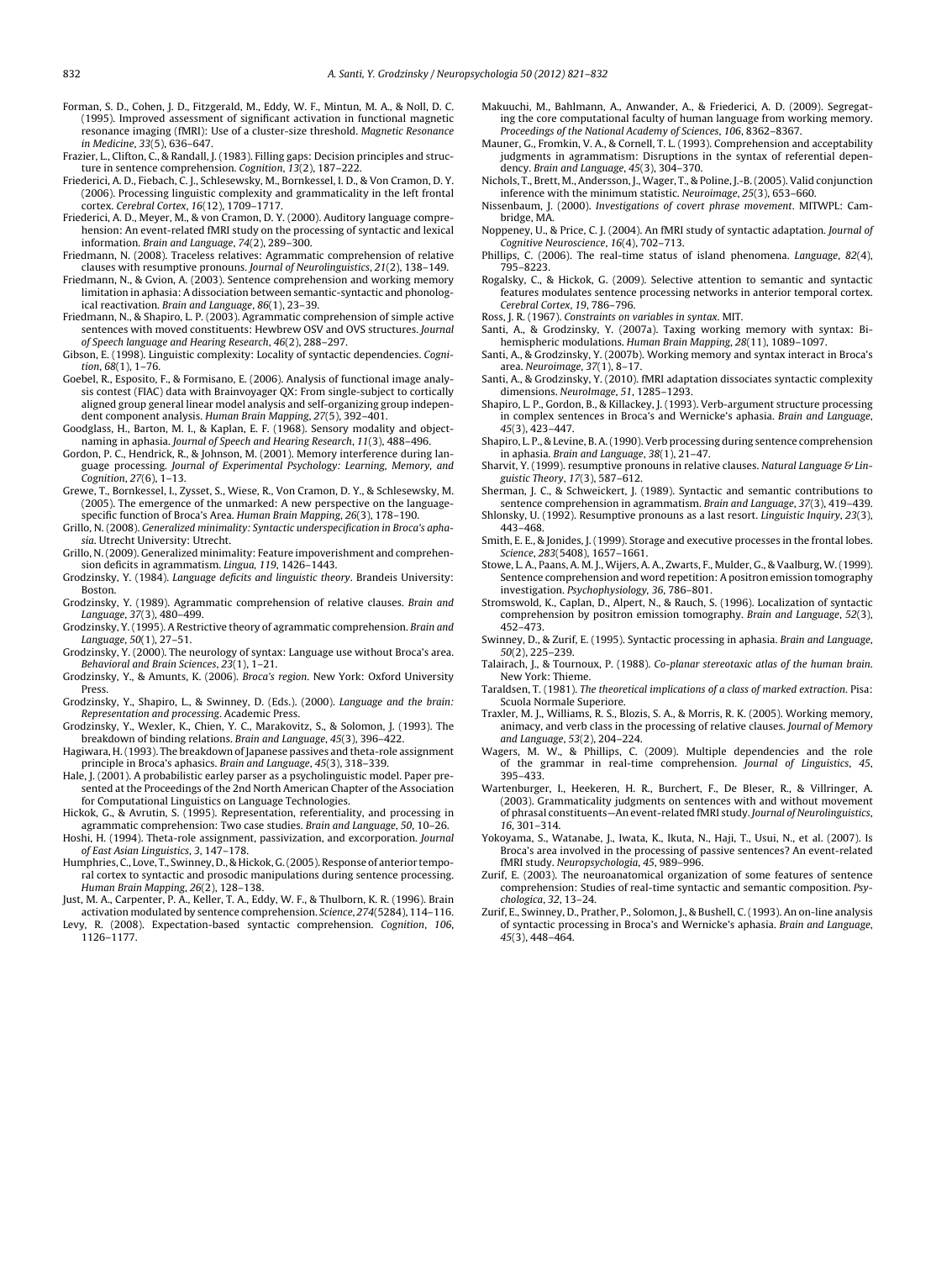Forman, S. D., Cohen, J. D., Fitzgerald, M., Eddy, W. F., Mintun, M. A., & Noll, D. C. (1995). Improved assessment of significant activation in functional magnetic resonance imaging (fMRI): Use of a cluster-size threshold. *Magnetic Resonance in Medicine*, *33*(5), 636–647.

Frazier, L., Clifton, C., & Randall, J. (1983). Filling gaps: Decision principles and structure in sentence comprehension. *Cognition*, *13*(2), 187–222.

Friederici, A. D., Fiebach, C. J., Schlesewsky, M., Bornkessel, I. D., & Von Cramon, D. Y. (2006). Processing linguistic complexity and grammaticality in the left frontal cortex. *Cerebral Cortex*, *16*(12), 1709–1717.

Friederici, A. D., Meyer, M., & von Cramon, D. Y. (2000). Auditory language comprehension: An event-related fMRI study on the processing of syntactic and lexical information. *Brain and Language*, *74*(2), 289–300.

Friedmann, N. (2008). Traceless relatives: Agrammatic comprehension of relative clauses with resumptive pronouns. *Journal of Neurolinguistics*, *21*(2), 138–149.

Friedmann, N., & Gvion, A. (2003). Sentence comprehension and working memory limitation in aphasia: A dissociation between semantic-syntactic and phonological reactivation. *Brain and Language*, *86*(1), 23–39.

Friedmann, N., & Shapiro, L. P. (2003). Agrammatic comprehension of simple active sentences with moved constituents: Hewbrew OSV and OVS structures. *Journal of Speech language and Hearing Research*, *46*(2), 288–297.

Gibson, E. (1998). Linguistic complexity: Locality of syntactic dependencies. *Cognition*, *68*(1), 1–76.

Goebel, R., Esposito, F., & Formisano, E. (2006). Analysis of functional image analysis contest (FIAC) data with Brainvoyager QX: From single-subject to cortically aligned group general linear model analysis and self-organizing group independent component analysis. *Human Brain Mapping*, *27*(5), 392–401.

Goodglass, H., Barton, M. I., & Kaplan, E. F. (1968). Sensory modality and object-naming in aphasia. *Journal of Speech and Hearing Research*, *11*(3), 488–496.

Gordon, P. C., Hendrick, R., & Johnson, M. (2001). Memory interference during language processing. *Journal of Experimental Psychology: Learning, Memory, and Cognition*, *27*(6), 1–13.

Grewe, T., Bornkessel, I., Zysset, S., Wiese, R., Von Cramon, D. Y., & Schlesewsky, M. (2005). The emergence of the unmarked: A new perspective on the language-specific function of Broca's Area. *Human Brain Mapping*, *26*(3), 178–190.

Grillo, N. (2008). *Generalized minimality: Syntactic underspecification in Broca's aphasia*. Utrecht University: Utrecht.

Grillo, N. (2009). Generalized minimality: Feature impoverishment and comprehension deficits in agrammatism. *Lingua*, *119*, 1426–1443.

Grodzinsky, Y. (1984). *Language deficits and linguistic theory*. Brandeis University: Boston.

Grodzinsky, Y. (1989). Agrammatic comprehension of relative clauses. *Brain and Language*, *37*(3), 480–499.

Grodzinsky, Y. (1995). A Restrictive theory of agrammatic comprehension. *Brain and Language*, *50*(1), 27–51.

Grodzinsky, Y. (2000). The neurology of syntax: Language use without Broca's area. *Behavioral and Brain Sciences*, *23*(1), 1–21.

Grodzinsky, Y., & Amunts, K. (2006). *Broca's region*. New York: Oxford University Press.

Grodzinsky, Y., Shapiro, L., & Swinney, D. (Eds.). (2000). *Language and the brain: Representation and processing*. Academic Press.

Grodzinsky, Y., Wexler, K., Chien, Y. C., Marakovitz, S., & Solomon, J. (1993). The breakdown of binding relations. *Brain and Language*, *45*(3), 396–422.

Hagiwara, H. (1993). The breakdown of Japanese passives and theta-role assignment principle in Broca's aphasics. *Brain and Language*, *45*(3), 318–339.

Hale, J. (2001). A probabilistic earley parser as a psycholinguistic model. Paper presented at the Proceedings of the 2nd North American Chapter of the Association for Computational Linguistics on Language Technologies.

Hickok, G., & Avrutin, S. (1995). Representation, referentiality, and processing in agrammatic comprehension: Two case studies. *Brain and Language*, *50*, 10–26.

Hoshi, H. (1994). Theta-role assignment, passivization, and excorporation. *Journal of East Asian Linguistics*, *3*, 147–178.

Humphries, C., Love, T., Swinney, D., & Hickok, G. (2005). Response of anterior temporal cortex to syntactic and prosodic manipulations during sentence processing. *Human Brain Mapping*, *26*(2), 128–138.

Just, M. A., Carpenter, P. A., Keller, T. A., Eddy, W. F., & Thulborn, K. R. (1996). Brain activation modulated by sentence comprehension. *Science*, *274*(5284), 114–116.

Levy, R. (2008). Expectation-based syntactic comprehension. *Cognition*, *106*, 1126–1177.

Makuuchi, M., Bahlmann, A., Anwander, A., & Friederici, A. D. (2009). Segregating the core computational faculty of human language from working memory. *Proceedings of the National Academy of Sciences*, *106*, 8362–8367.

Mauner, G., Fromkin, V. A., & Cornell, T. L. (1993). Comprehension and acceptability judgments in agrammatism: Disruptions in the syntax of referential dependency. *Brain and Language*, *45*(3), 304–370.

Nichols, T., Brett, M., Andersson, J., Wager, T., & Poline, J.-B. (2005). Valid conjunction inference with the minimum statistic. *Neuroimage*, *25*(3), 653–660.

Nissenbaum, J. (2000). *Investigations of covert phrase movement*. MITWPL: Cambridge, MA.

Noppeney, U., & Price, C. J. (2004). An fMRI study of syntactic adaptation. *Journal of Cognitive Neuroscience*, *16*(4), 702–713.

Phillips, C. (2006). The real-time status of island phenomena. *Language*, *82*(4), 795–8223.

Rogalsky, C., & Hickok, G. (2009). Selective attention to semantic and syntactic features modulates sentence processing networks in anterior temporal cortex. *Cerebral Cortex*, *19*, 786–796.

Ross, J. R. (1967). *Constraints on variables in syntax*. MIT.

Santi, A., & Grodzinsky, Y. (2007a). Taxing working memory with syntax: Bihemispheric modulations. *Human Brain Mapping*, *28*(11), 1089–1097.

Santi, A., & Grodzinsky, Y. (2007b). Working memory and syntax interact in Broca's area. *Neuroimage*, *37*(1), 8–17.

Santi, A., & Grodzinsky, Y. (2010). fMRI adaptation dissociates syntactic complexity dimensions. *NeuroImage*, *51*, 1285–1293.

Shapiro, L. P., Gordon, B., & Killackey, J. (1993). Verb-argument structure processing in complex sentences in Broca's and Wernicke's aphasia. *Brain and Language*, *45*(3), 423–447.

Shapiro, L. P., & Levine, B. A. (1990). Verb processing during sentence comprehension in aphasia. *Brain and Language*, *38*(1), 21–47.

Sharvit, Y. (1999). resumptive pronouns in relative clauses. *Natural Language & Linguistic Theory*, *17*(3), 587–612.

Sherman, J. C., & Schweickert, J. (1989). Syntactic and semantic contributions to sentence comprehension in agrammatism. *Brain and Language*, *37*(3), 419–439.

Shlonsky, U. (1992). Resumptive pronouns as a last resort. *Linguistic Inquiry*, *23*(3), 443–468.

Smith, E. E., & Jonides, J. (1999). Storage and executive processes in the frontal lobes. *Science*, *283*(5408), 1657–1661.

Stowe, L. A., Paans, A. M. J., Wijers, A. A., Zwarts, F., Mulder, G., & Vaalburg, W. (1999). Sentence comprehension and word repetition: A positron emission tomography investigation. *Psychophysiology*, *36*, 786–801.

Stromswold, K., Caplan, D., Alpert, N., & Rauch, S. (1996). Localization of syntactic comprehension by positron emission tomography. *Brain and Language*, *52*(3), 452–473.

Swinney, D., & Zurif, E. (1995). Syntactic processing in aphasia. *Brain and Language*, *50*(2), 225–239.

Talairach, J., & Tournoux, P. (1988). *Co-planar stereotaxic atlas of the human brain*. New York: Thieme.

Taraldsen, T. (1981). *The theoretical implications of a class of marked extraction*. Pisa: Scuola Normale Superiore.

Traxler, M. J., Williams, R. S., Blozis, S. A., & Morris, R. K. (2005). Working memory, animacy, and verb class in the processing of relative clauses. *Journal of Memory and Language*, *53*(2), 204–224.

Wagers, M. W., & Phillips, C. (2009). Multiple dependencies and the role of the grammar in real-time comprehension. *Journal of Linguistics*, *45*, 395–433.

Wartenburger, I., Heekeren, H. R., Burchert, F., De Bleser, R., & Villringer, A. (2003). Grammaticality judgments on sentences with and without movement of phrasal constituents—An event-related fMRI study. *Journal of Neurolinguistics*, *16*, 301–314.

Yokoyama, S., Watanabe, J., Iwata, K., Ikuta, N., Haji, T., Usui, N., et al. (2007). Is Broca's area involved in the processing of passive sentences? An event-related fMRI study. *Neuropsychologia*, *45*, 989–996.

Zurif, E. (2003). The neuroanatomical organization of some features of sentence comprehension: Studies of real-time syntactic and semantic composition. *Psychologica*, *32*, 13–24.

Zurif, E., Swinney, D., Prather, P., Solomon, J., & Bushell, C. (1993). An on-line analysis of syntactic processing in Broca's and Wernicke's aphasia. *Brain and Language*, *45*(3), 448–464.